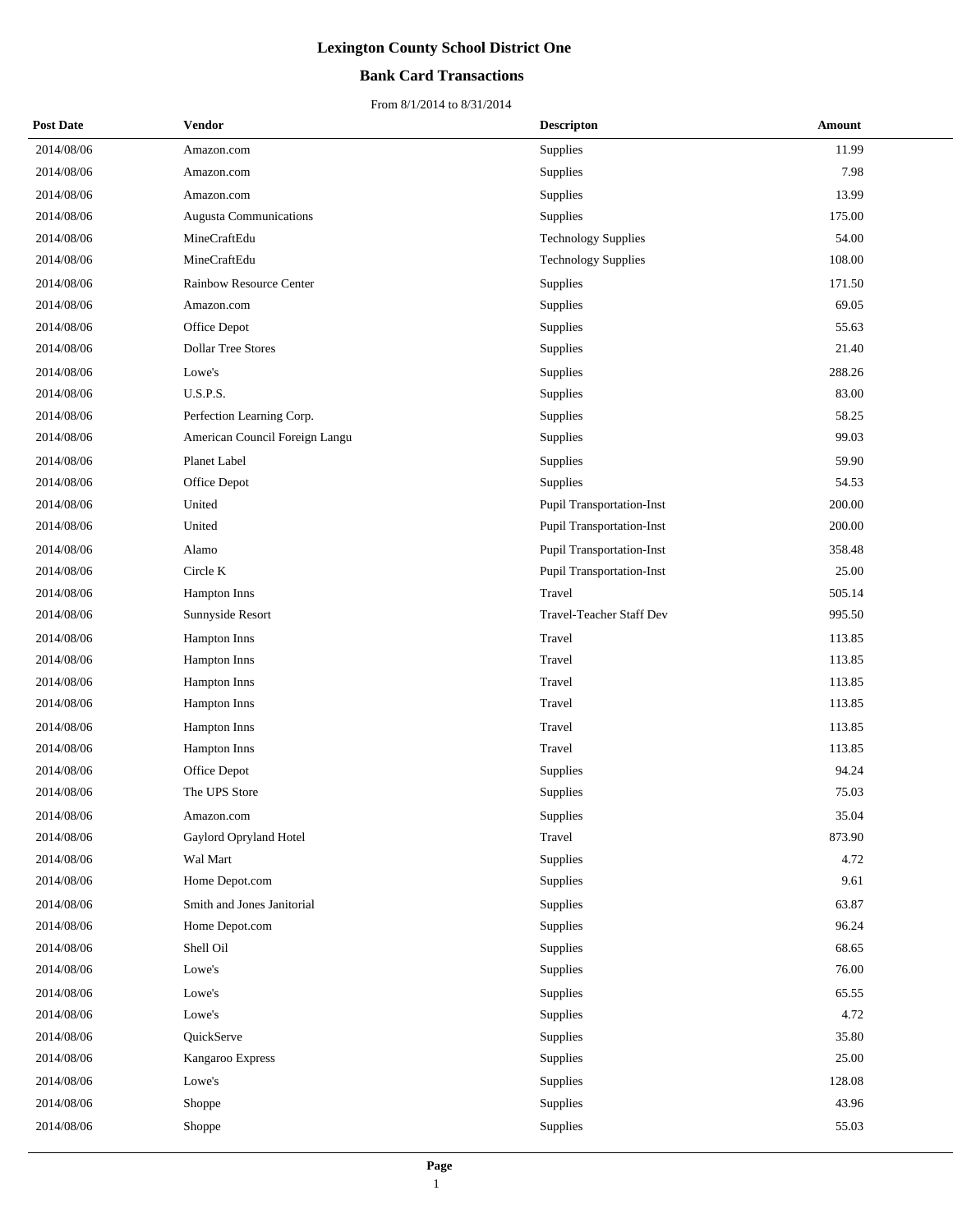# Lexington County School District One

## Bank Card Transactions

From 8/1/2014 to 8/31/2014

| Post Date | Vendor | Descripton | Amount |
|---|---|---|---|
| 2014/08/06 | Amazon.com | Supplies | 11.99 |
| 2014/08/06 | Amazon.com | Supplies | 7.98 |
| 2014/08/06 | Amazon.com | Supplies | 13.99 |
| 2014/08/06 | Augusta Communications | Supplies | 175.00 |
| 2014/08/06 | MineCraftEdu | Technology Supplies | 54.00 |
| 2014/08/06 | MineCraftEdu | Technology Supplies | 108.00 |
| 2014/08/06 | Rainbow Resource Center | Supplies | 171.50 |
| 2014/08/06 | Amazon.com | Supplies | 69.05 |
| 2014/08/06 | Office Depot | Supplies | 55.63 |
| 2014/08/06 | Dollar Tree Stores | Supplies | 21.40 |
| 2014/08/06 | Lowe's | Supplies | 288.26 |
| 2014/08/06 | U.S.P.S. | Supplies | 83.00 |
| 2014/08/06 | Perfection Learning Corp. | Supplies | 58.25 |
| 2014/08/06 | American Council Foreign Langu | Supplies | 99.03 |
| 2014/08/06 | Planet Label | Supplies | 59.90 |
| 2014/08/06 | Office Depot | Supplies | 54.53 |
| 2014/08/06 | United | Pupil Transportation-Inst | 200.00 |
| 2014/08/06 | United | Pupil Transportation-Inst | 200.00 |
| 2014/08/06 | Alamo | Pupil Transportation-Inst | 358.48 |
| 2014/08/06 | Circle K | Pupil Transportation-Inst | 25.00 |
| 2014/08/06 | Hampton Inns | Travel | 505.14 |
| 2014/08/06 | Sunnyside Resort | Travel-Teacher Staff Dev | 995.50 |
| 2014/08/06 | Hampton Inns | Travel | 113.85 |
| 2014/08/06 | Hampton Inns | Travel | 113.85 |
| 2014/08/06 | Hampton Inns | Travel | 113.85 |
| 2014/08/06 | Hampton Inns | Travel | 113.85 |
| 2014/08/06 | Hampton Inns | Travel | 113.85 |
| 2014/08/06 | Hampton Inns | Travel | 113.85 |
| 2014/08/06 | Office Depot | Supplies | 94.24 |
| 2014/08/06 | The UPS Store | Supplies | 75.03 |
| 2014/08/06 | Amazon.com | Supplies | 35.04 |
| 2014/08/06 | Gaylord Opryland Hotel | Travel | 873.90 |
| 2014/08/06 | Wal Mart | Supplies | 4.72 |
| 2014/08/06 | Home Depot.com | Supplies | 9.61 |
| 2014/08/06 | Smith and Jones Janitorial | Supplies | 63.87 |
| 2014/08/06 | Home Depot.com | Supplies | 96.24 |
| 2014/08/06 | Shell Oil | Supplies | 68.65 |
| 2014/08/06 | Lowe's | Supplies | 76.00 |
| 2014/08/06 | Lowe's | Supplies | 65.55 |
| 2014/08/06 | Lowe's | Supplies | 4.72 |
| 2014/08/06 | QuickServe | Supplies | 35.80 |
| 2014/08/06 | Kangaroo Express | Supplies | 25.00 |
| 2014/08/06 | Lowe's | Supplies | 128.08 |
| 2014/08/06 | Shoppe | Supplies | 43.96 |
| 2014/08/06 | Shoppe | Supplies | 55.03 |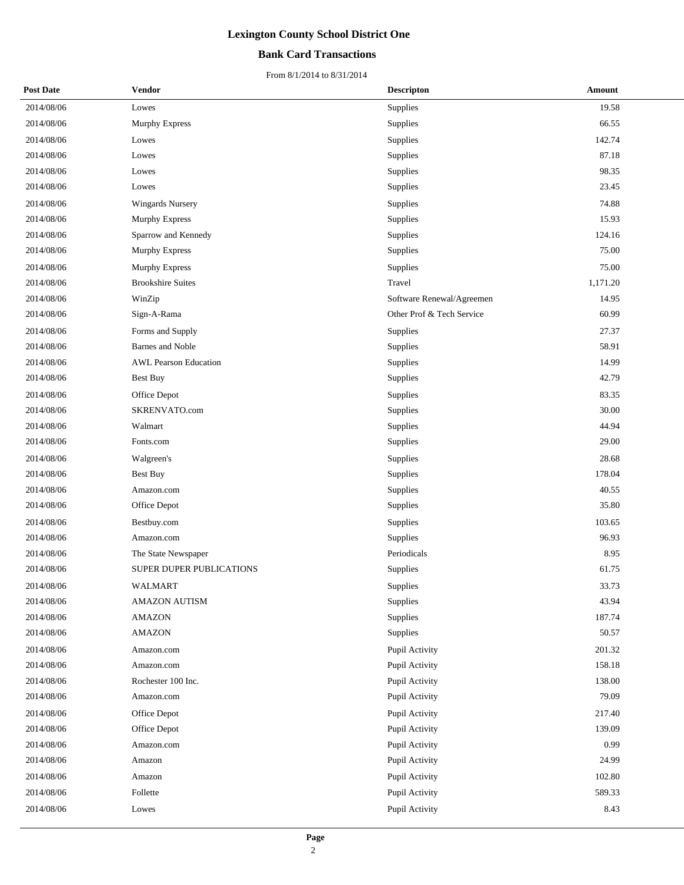# Lexington County School District One

## Bank Card Transactions

From 8/1/2014 to 8/31/2014

| Post Date | Vendor | Descripton | Amount |
|---|---|---|---|
| 2014/08/06 | Lowes | Supplies | 19.58 |
| 2014/08/06 | Murphy Express | Supplies | 66.55 |
| 2014/08/06 | Lowes | Supplies | 142.74 |
| 2014/08/06 | Lowes | Supplies | 87.18 |
| 2014/08/06 | Lowes | Supplies | 98.35 |
| 2014/08/06 | Lowes | Supplies | 23.45 |
| 2014/08/06 | Wingards Nursery | Supplies | 74.88 |
| 2014/08/06 | Murphy Express | Supplies | 15.93 |
| 2014/08/06 | Sparrow and Kennedy | Supplies | 124.16 |
| 2014/08/06 | Murphy Express | Supplies | 75.00 |
| 2014/08/06 | Murphy Express | Supplies | 75.00 |
| 2014/08/06 | Brookshire Suites | Travel | 1,171.20 |
| 2014/08/06 | WinZip | Software Renewal/Agreemen | 14.95 |
| 2014/08/06 | Sign-A-Rama | Other Prof & Tech Service | 60.99 |
| 2014/08/06 | Forms and Supply | Supplies | 27.37 |
| 2014/08/06 | Barnes and Noble | Supplies | 58.91 |
| 2014/08/06 | AWL Pearson Education | Supplies | 14.99 |
| 2014/08/06 | Best Buy | Supplies | 42.79 |
| 2014/08/06 | Office Depot | Supplies | 83.35 |
| 2014/08/06 | SKRENVATO.com | Supplies | 30.00 |
| 2014/08/06 | Walmart | Supplies | 44.94 |
| 2014/08/06 | Fonts.com | Supplies | 29.00 |
| 2014/08/06 | Walgreen's | Supplies | 28.68 |
| 2014/08/06 | Best Buy | Supplies | 178.04 |
| 2014/08/06 | Amazon.com | Supplies | 40.55 |
| 2014/08/06 | Office Depot | Supplies | 35.80 |
| 2014/08/06 | Bestbuy.com | Supplies | 103.65 |
| 2014/08/06 | Amazon.com | Supplies | 96.93 |
| 2014/08/06 | The State Newspaper | Periodicals | 8.95 |
| 2014/08/06 | SUPER DUPER PUBLICATIONS | Supplies | 61.75 |
| 2014/08/06 | WALMART | Supplies | 33.73 |
| 2014/08/06 | AMAZON AUTISM | Supplies | 43.94 |
| 2014/08/06 | AMAZON | Supplies | 187.74 |
| 2014/08/06 | AMAZON | Supplies | 50.57 |
| 2014/08/06 | Amazon.com | Pupil Activity | 201.32 |
| 2014/08/06 | Amazon.com | Pupil Activity | 158.18 |
| 2014/08/06 | Rochester 100 Inc. | Pupil Activity | 138.00 |
| 2014/08/06 | Amazon.com | Pupil Activity | 79.09 |
| 2014/08/06 | Office Depot | Pupil Activity | 217.40 |
| 2014/08/06 | Office Depot | Pupil Activity | 139.09 |
| 2014/08/06 | Amazon.com | Pupil Activity | 0.99 |
| 2014/08/06 | Amazon | Pupil Activity | 24.99 |
| 2014/08/06 | Amazon | Pupil Activity | 102.80 |
| 2014/08/06 | Follette | Pupil Activity | 589.33 |
| 2014/08/06 | Lowes | Pupil Activity | 8.43 |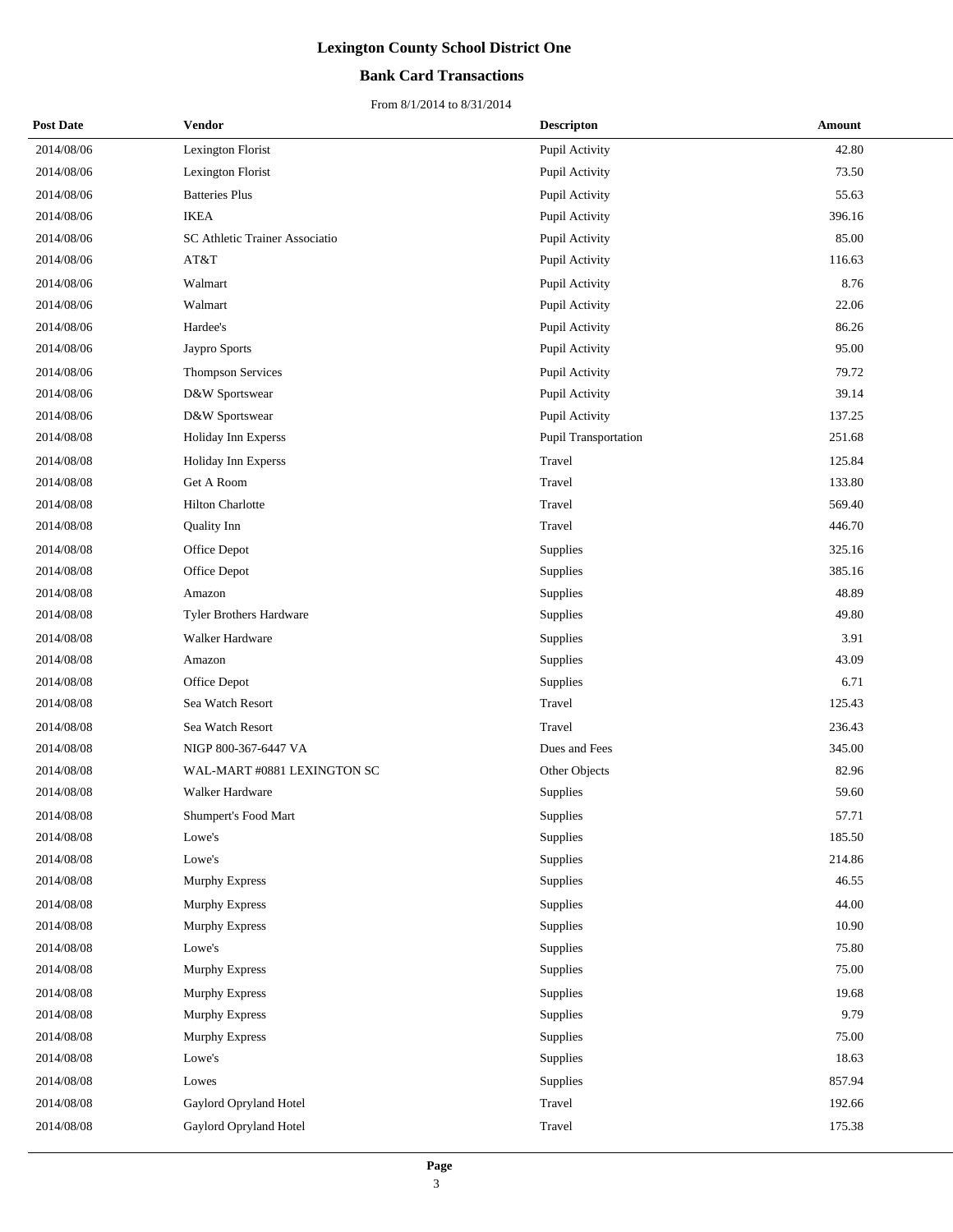# Lexington County School District One

## Bank Card Transactions

From 8/1/2014 to 8/31/2014

| Post Date | Vendor | Descripton | Amount |
|---|---|---|---|
| 2014/08/06 | Lexington Florist | Pupil Activity | 42.80 |
| 2014/08/06 | Lexington Florist | Pupil Activity | 73.50 |
| 2014/08/06 | Batteries Plus | Pupil Activity | 55.63 |
| 2014/08/06 | IKEA | Pupil Activity | 396.16 |
| 2014/08/06 | SC Athletic Trainer Associatio | Pupil Activity | 85.00 |
| 2014/08/06 | AT&T | Pupil Activity | 116.63 |
| 2014/08/06 | Walmart | Pupil Activity | 8.76 |
| 2014/08/06 | Walmart | Pupil Activity | 22.06 |
| 2014/08/06 | Hardee's | Pupil Activity | 86.26 |
| 2014/08/06 | Jaypro Sports | Pupil Activity | 95.00 |
| 2014/08/06 | Thompson Services | Pupil Activity | 79.72 |
| 2014/08/06 | D&W Sportswear | Pupil Activity | 39.14 |
| 2014/08/06 | D&W Sportswear | Pupil Activity | 137.25 |
| 2014/08/08 | Holiday Inn Experss | Pupil Transportation | 251.68 |
| 2014/08/08 | Holiday Inn Experss | Travel | 125.84 |
| 2014/08/08 | Get A Room | Travel | 133.80 |
| 2014/08/08 | Hilton Charlotte | Travel | 569.40 |
| 2014/08/08 | Quality Inn | Travel | 446.70 |
| 2014/08/08 | Office Depot | Supplies | 325.16 |
| 2014/08/08 | Office Depot | Supplies | 385.16 |
| 2014/08/08 | Amazon | Supplies | 48.89 |
| 2014/08/08 | Tyler Brothers Hardware | Supplies | 49.80 |
| 2014/08/08 | Walker Hardware | Supplies | 3.91 |
| 2014/08/08 | Amazon | Supplies | 43.09 |
| 2014/08/08 | Office Depot | Supplies | 6.71 |
| 2014/08/08 | Sea Watch Resort | Travel | 125.43 |
| 2014/08/08 | Sea Watch Resort | Travel | 236.43 |
| 2014/08/08 | NIGP 800-367-6447 VA | Dues and Fees | 345.00 |
| 2014/08/08 | WAL-MART #0881 LEXINGTON SC | Other Objects | 82.96 |
| 2014/08/08 | Walker Hardware | Supplies | 59.60 |
| 2014/08/08 | Shumpert's Food Mart | Supplies | 57.71 |
| 2014/08/08 | Lowe's | Supplies | 185.50 |
| 2014/08/08 | Lowe's | Supplies | 214.86 |
| 2014/08/08 | Murphy Express | Supplies | 46.55 |
| 2014/08/08 | Murphy Express | Supplies | 44.00 |
| 2014/08/08 | Murphy Express | Supplies | 10.90 |
| 2014/08/08 | Lowe's | Supplies | 75.80 |
| 2014/08/08 | Murphy Express | Supplies | 75.00 |
| 2014/08/08 | Murphy Express | Supplies | 19.68 |
| 2014/08/08 | Murphy Express | Supplies | 9.79 |
| 2014/08/08 | Murphy Express | Supplies | 75.00 |
| 2014/08/08 | Lowe's | Supplies | 18.63 |
| 2014/08/08 | Lowes | Supplies | 857.94 |
| 2014/08/08 | Gaylord Opryland Hotel | Travel | 192.66 |
| 2014/08/08 | Gaylord Opryland Hotel | Travel | 175.38 |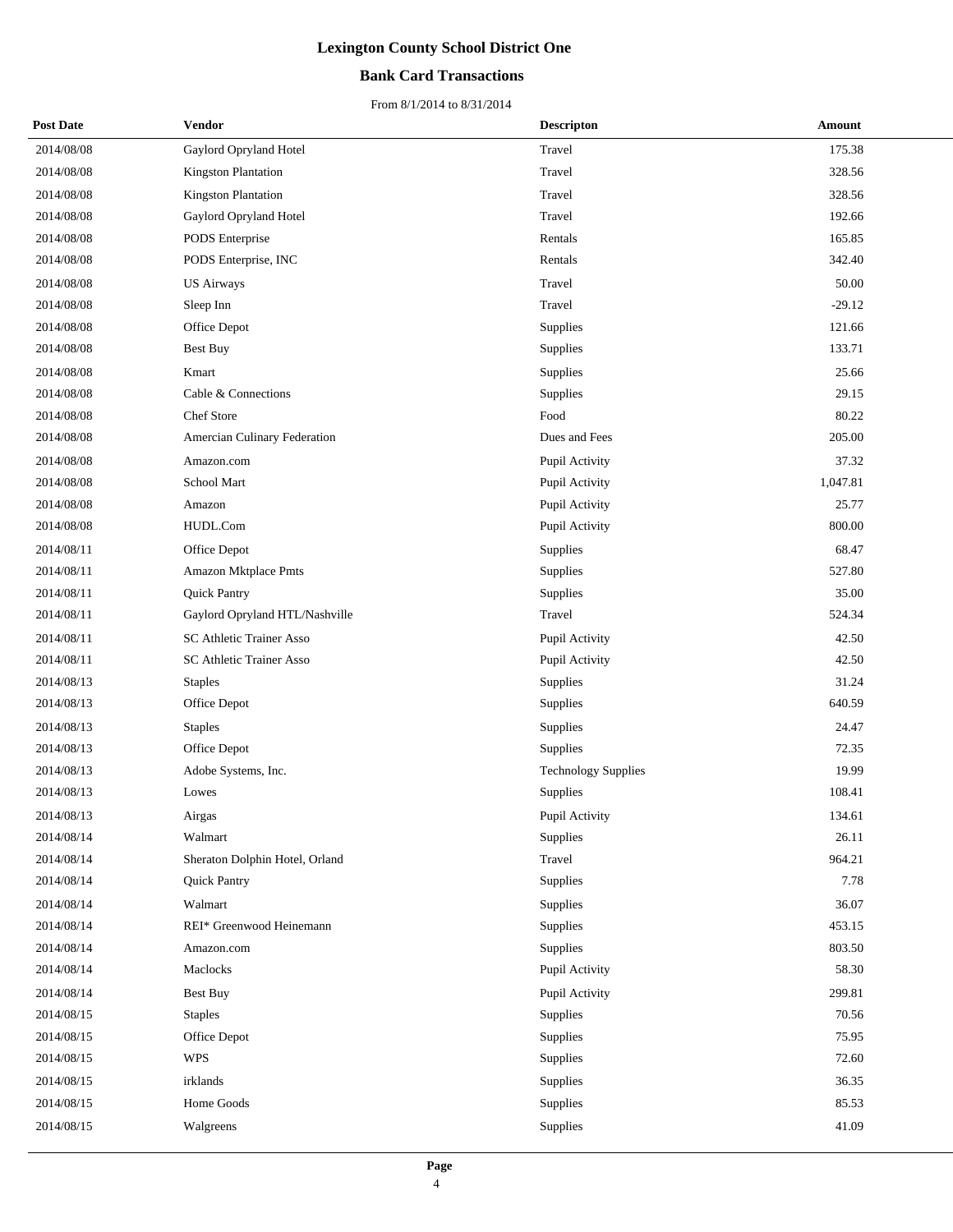# Lexington County School District One

## Bank Card Transactions

From 8/1/2014 to 8/31/2014

| Post Date | Vendor | Descripton | Amount |
|---|---|---|---|
| 2014/08/08 | Gaylord Opryland Hotel | Travel | 175.38 |
| 2014/08/08 | Kingston Plantation | Travel | 328.56 |
| 2014/08/08 | Kingston Plantation | Travel | 328.56 |
| 2014/08/08 | Gaylord Opryland Hotel | Travel | 192.66 |
| 2014/08/08 | PODS Enterprise | Rentals | 165.85 |
| 2014/08/08 | PODS Enterprise, INC | Rentals | 342.40 |
| 2014/08/08 | US Airways | Travel | 50.00 |
| 2014/08/08 | Sleep Inn | Travel | -29.12 |
| 2014/08/08 | Office Depot | Supplies | 121.66 |
| 2014/08/08 | Best Buy | Supplies | 133.71 |
| 2014/08/08 | Kmart | Supplies | 25.66 |
| 2014/08/08 | Cable & Connections | Supplies | 29.15 |
| 2014/08/08 | Chef Store | Food | 80.22 |
| 2014/08/08 | Amercian Culinary Federation | Dues and Fees | 205.00 |
| 2014/08/08 | Amazon.com | Pupil Activity | 37.32 |
| 2014/08/08 | School Mart | Pupil Activity | 1,047.81 |
| 2014/08/08 | Amazon | Pupil Activity | 25.77 |
| 2014/08/08 | HUDL.Com | Pupil Activity | 800.00 |
| 2014/08/11 | Office Depot | Supplies | 68.47 |
| 2014/08/11 | Amazon Mktplace Pmts | Supplies | 527.80 |
| 2014/08/11 | Quick Pantry | Supplies | 35.00 |
| 2014/08/11 | Gaylord Opryland HTL/Nashville | Travel | 524.34 |
| 2014/08/11 | SC Athletic Trainer Asso | Pupil Activity | 42.50 |
| 2014/08/11 | SC Athletic Trainer Asso | Pupil Activity | 42.50 |
| 2014/08/13 | Staples | Supplies | 31.24 |
| 2014/08/13 | Office Depot | Supplies | 640.59 |
| 2014/08/13 | Staples | Supplies | 24.47 |
| 2014/08/13 | Office Depot | Supplies | 72.35 |
| 2014/08/13 | Adobe Systems, Inc. | Technology Supplies | 19.99 |
| 2014/08/13 | Lowes | Supplies | 108.41 |
| 2014/08/13 | Airgas | Pupil Activity | 134.61 |
| 2014/08/14 | Walmart | Supplies | 26.11 |
| 2014/08/14 | Sheraton Dolphin Hotel, Orland | Travel | 964.21 |
| 2014/08/14 | Quick Pantry | Supplies | 7.78 |
| 2014/08/14 | Walmart | Supplies | 36.07 |
| 2014/08/14 | REI* Greenwood Heinemann | Supplies | 453.15 |
| 2014/08/14 | Amazon.com | Supplies | 803.50 |
| 2014/08/14 | Maclocks | Pupil Activity | 58.30 |
| 2014/08/14 | Best Buy | Pupil Activity | 299.81 |
| 2014/08/15 | Staples | Supplies | 70.56 |
| 2014/08/15 | Office Depot | Supplies | 75.95 |
| 2014/08/15 | WPS | Supplies | 72.60 |
| 2014/08/15 | irklands | Supplies | 36.35 |
| 2014/08/15 | Home Goods | Supplies | 85.53 |
| 2014/08/15 | Walgreens | Supplies | 41.09 |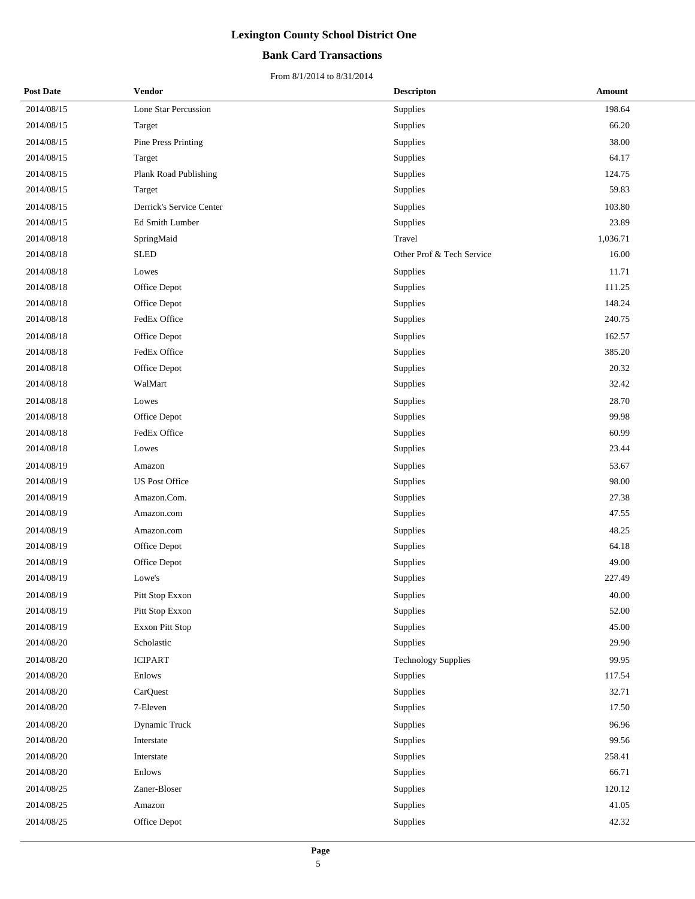# Lexington County School District One

## Bank Card Transactions

From 8/1/2014 to 8/31/2014

| Post Date | Vendor | Descripton | Amount |
|---|---|---|---|
| 2014/08/15 | Lone Star Percussion | Supplies | 198.64 |
| 2014/08/15 | Target | Supplies | 66.20 |
| 2014/08/15 | Pine Press Printing | Supplies | 38.00 |
| 2014/08/15 | Target | Supplies | 64.17 |
| 2014/08/15 | Plank Road Publishing | Supplies | 124.75 |
| 2014/08/15 | Target | Supplies | 59.83 |
| 2014/08/15 | Derrick's Service Center | Supplies | 103.80 |
| 2014/08/15 | Ed Smith Lumber | Supplies | 23.89 |
| 2014/08/18 | SpringMaid | Travel | 1,036.71 |
| 2014/08/18 | SLED | Other Prof & Tech Service | 16.00 |
| 2014/08/18 | Lowes | Supplies | 11.71 |
| 2014/08/18 | Office Depot | Supplies | 111.25 |
| 2014/08/18 | Office Depot | Supplies | 148.24 |
| 2014/08/18 | FedEx Office | Supplies | 240.75 |
| 2014/08/18 | Office Depot | Supplies | 162.57 |
| 2014/08/18 | FedEx Office | Supplies | 385.20 |
| 2014/08/18 | Office Depot | Supplies | 20.32 |
| 2014/08/18 | WalMart | Supplies | 32.42 |
| 2014/08/18 | Lowes | Supplies | 28.70 |
| 2014/08/18 | Office Depot | Supplies | 99.98 |
| 2014/08/18 | FedEx Office | Supplies | 60.99 |
| 2014/08/18 | Lowes | Supplies | 23.44 |
| 2014/08/19 | Amazon | Supplies | 53.67 |
| 2014/08/19 | US Post Office | Supplies | 98.00 |
| 2014/08/19 | Amazon.Com. | Supplies | 27.38 |
| 2014/08/19 | Amazon.com | Supplies | 47.55 |
| 2014/08/19 | Amazon.com | Supplies | 48.25 |
| 2014/08/19 | Office Depot | Supplies | 64.18 |
| 2014/08/19 | Office Depot | Supplies | 49.00 |
| 2014/08/19 | Lowe's | Supplies | 227.49 |
| 2014/08/19 | Pitt Stop Exxon | Supplies | 40.00 |
| 2014/08/19 | Pitt Stop Exxon | Supplies | 52.00 |
| 2014/08/19 | Exxon Pitt Stop | Supplies | 45.00 |
| 2014/08/20 | Scholastic | Supplies | 29.90 |
| 2014/08/20 | ICIPART | Technology Supplies | 99.95 |
| 2014/08/20 | Enlows | Supplies | 117.54 |
| 2014/08/20 | CarQuest | Supplies | 32.71 |
| 2014/08/20 | 7-Eleven | Supplies | 17.50 |
| 2014/08/20 | Dynamic Truck | Supplies | 96.96 |
| 2014/08/20 | Interstate | Supplies | 99.56 |
| 2014/08/20 | Interstate | Supplies | 258.41 |
| 2014/08/20 | Enlows | Supplies | 66.71 |
| 2014/08/25 | Zaner-Bloser | Supplies | 120.12 |
| 2014/08/25 | Amazon | Supplies | 41.05 |
| 2014/08/25 | Office Depot | Supplies | 42.32 |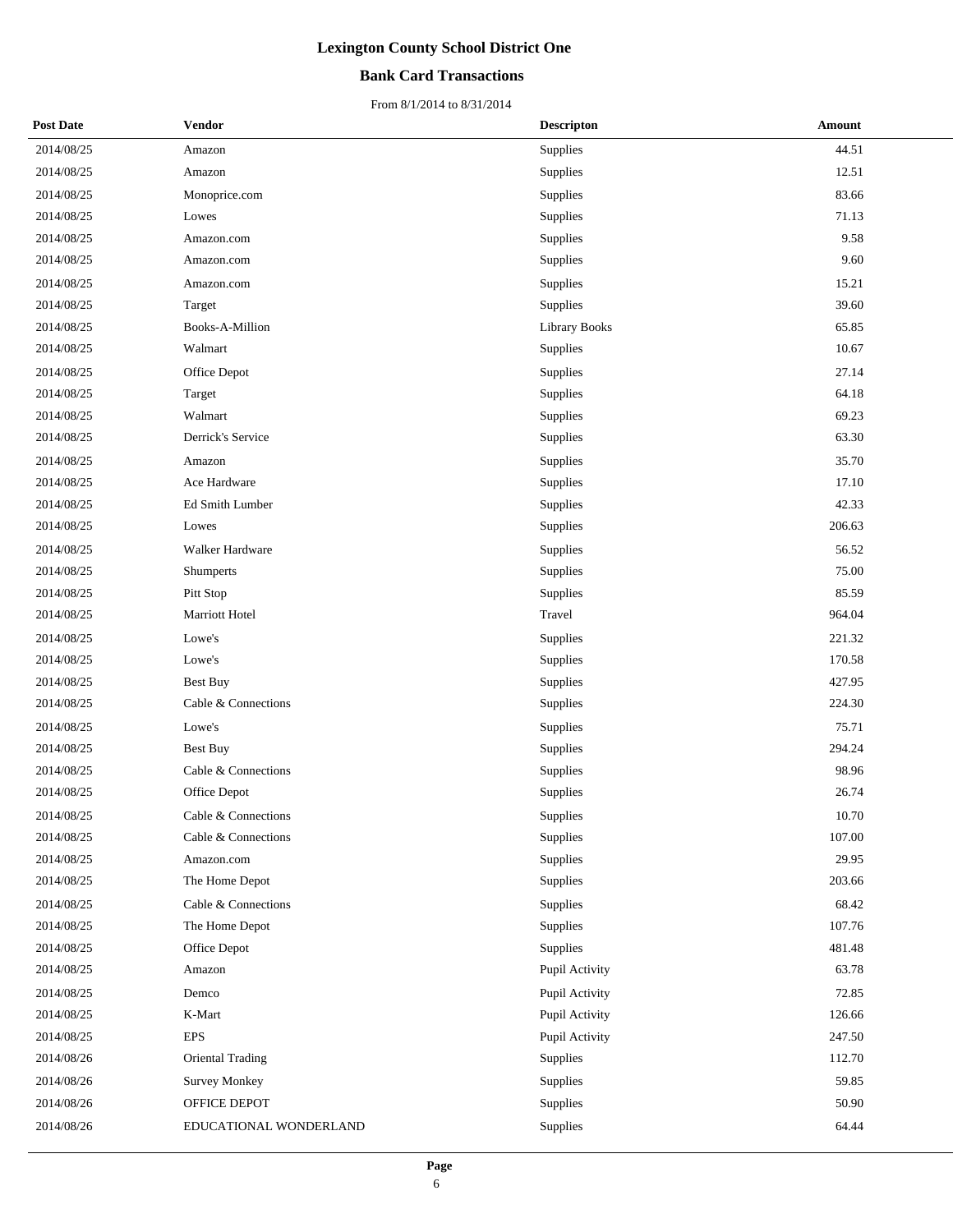# Lexington County School District One

## Bank Card Transactions

From 8/1/2014 to 8/31/2014

| Post Date | Vendor | Descripton | Amount |
|---|---|---|---|
| 2014/08/25 | Amazon | Supplies | 44.51 |
| 2014/08/25 | Amazon | Supplies | 12.51 |
| 2014/08/25 | Monoprice.com | Supplies | 83.66 |
| 2014/08/25 | Lowes | Supplies | 71.13 |
| 2014/08/25 | Amazon.com | Supplies | 9.58 |
| 2014/08/25 | Amazon.com | Supplies | 9.60 |
| 2014/08/25 | Amazon.com | Supplies | 15.21 |
| 2014/08/25 | Target | Supplies | 39.60 |
| 2014/08/25 | Books-A-Million | Library Books | 65.85 |
| 2014/08/25 | Walmart | Supplies | 10.67 |
| 2014/08/25 | Office Depot | Supplies | 27.14 |
| 2014/08/25 | Target | Supplies | 64.18 |
| 2014/08/25 | Walmart | Supplies | 69.23 |
| 2014/08/25 | Derrick's Service | Supplies | 63.30 |
| 2014/08/25 | Amazon | Supplies | 35.70 |
| 2014/08/25 | Ace Hardware | Supplies | 17.10 |
| 2014/08/25 | Ed Smith Lumber | Supplies | 42.33 |
| 2014/08/25 | Lowes | Supplies | 206.63 |
| 2014/08/25 | Walker Hardware | Supplies | 56.52 |
| 2014/08/25 | Shumperts | Supplies | 75.00 |
| 2014/08/25 | Pitt Stop | Supplies | 85.59 |
| 2014/08/25 | Marriott Hotel | Travel | 964.04 |
| 2014/08/25 | Lowe's | Supplies | 221.32 |
| 2014/08/25 | Lowe's | Supplies | 170.58 |
| 2014/08/25 | Best Buy | Supplies | 427.95 |
| 2014/08/25 | Cable & Connections | Supplies | 224.30 |
| 2014/08/25 | Lowe's | Supplies | 75.71 |
| 2014/08/25 | Best Buy | Supplies | 294.24 |
| 2014/08/25 | Cable & Connections | Supplies | 98.96 |
| 2014/08/25 | Office Depot | Supplies | 26.74 |
| 2014/08/25 | Cable & Connections | Supplies | 10.70 |
| 2014/08/25 | Cable & Connections | Supplies | 107.00 |
| 2014/08/25 | Amazon.com | Supplies | 29.95 |
| 2014/08/25 | The Home Depot | Supplies | 203.66 |
| 2014/08/25 | Cable & Connections | Supplies | 68.42 |
| 2014/08/25 | The Home Depot | Supplies | 107.76 |
| 2014/08/25 | Office Depot | Supplies | 481.48 |
| 2014/08/25 | Amazon | Pupil Activity | 63.78 |
| 2014/08/25 | Demco | Pupil Activity | 72.85 |
| 2014/08/25 | K-Mart | Pupil Activity | 126.66 |
| 2014/08/25 | EPS | Pupil Activity | 247.50 |
| 2014/08/26 | Oriental Trading | Supplies | 112.70 |
| 2014/08/26 | Survey Monkey | Supplies | 59.85 |
| 2014/08/26 | OFFICE DEPOT | Supplies | 50.90 |
| 2014/08/26 | EDUCATIONAL WONDERLAND | Supplies | 64.44 |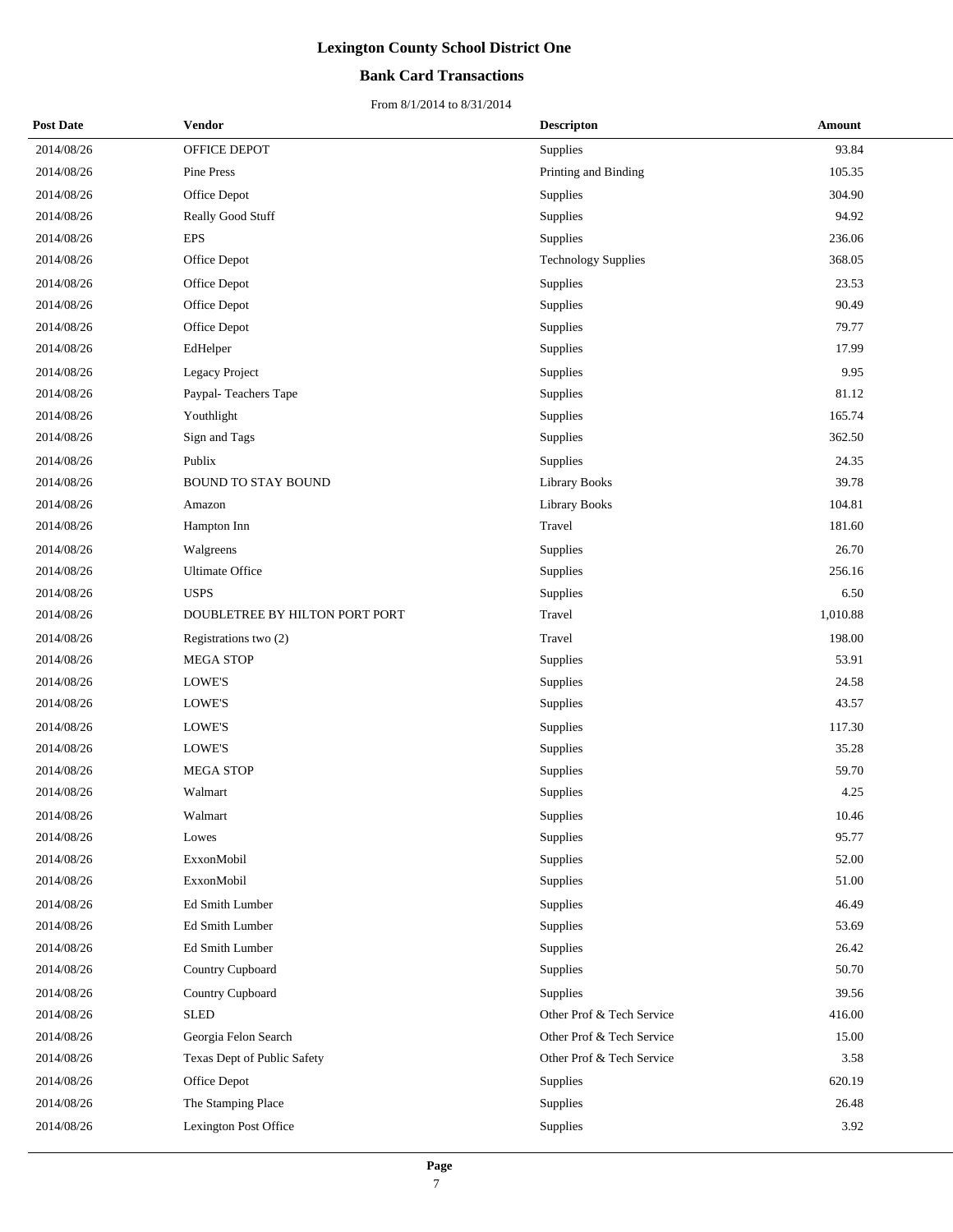# Lexington County School District One

## Bank Card Transactions

From 8/1/2014 to 8/31/2014

| Post Date | Vendor | Descripton | Amount |
|---|---|---|---|
| 2014/08/26 | OFFICE DEPOT | Supplies | 93.84 |
| 2014/08/26 | Pine Press | Printing and Binding | 105.35 |
| 2014/08/26 | Office Depot | Supplies | 304.90 |
| 2014/08/26 | Really Good Stuff | Supplies | 94.92 |
| 2014/08/26 | EPS | Supplies | 236.06 |
| 2014/08/26 | Office Depot | Technology Supplies | 368.05 |
| 2014/08/26 | Office Depot | Supplies | 23.53 |
| 2014/08/26 | Office Depot | Supplies | 90.49 |
| 2014/08/26 | Office Depot | Supplies | 79.77 |
| 2014/08/26 | EdHelper | Supplies | 17.99 |
| 2014/08/26 | Legacy Project | Supplies | 9.95 |
| 2014/08/26 | Paypal- Teachers Tape | Supplies | 81.12 |
| 2014/08/26 | Youthlight | Supplies | 165.74 |
| 2014/08/26 | Sign and Tags | Supplies | 362.50 |
| 2014/08/26 | Publix | Supplies | 24.35 |
| 2014/08/26 | BOUND TO STAY BOUND | Library Books | 39.78 |
| 2014/08/26 | Amazon | Library Books | 104.81 |
| 2014/08/26 | Hampton Inn | Travel | 181.60 |
| 2014/08/26 | Walgreens | Supplies | 26.70 |
| 2014/08/26 | Ultimate Office | Supplies | 256.16 |
| 2014/08/26 | USPS | Supplies | 6.50 |
| 2014/08/26 | DOUBLETREE BY HILTON PORT PORT | Travel | 1,010.88 |
| 2014/08/26 | Registrations two (2) | Travel | 198.00 |
| 2014/08/26 | MEGA STOP | Supplies | 53.91 |
| 2014/08/26 | LOWE'S | Supplies | 24.58 |
| 2014/08/26 | LOWE'S | Supplies | 43.57 |
| 2014/08/26 | LOWE'S | Supplies | 117.30 |
| 2014/08/26 | LOWE'S | Supplies | 35.28 |
| 2014/08/26 | MEGA STOP | Supplies | 59.70 |
| 2014/08/26 | Walmart | Supplies | 4.25 |
| 2014/08/26 | Walmart | Supplies | 10.46 |
| 2014/08/26 | Lowes | Supplies | 95.77 |
| 2014/08/26 | ExxonMobil | Supplies | 52.00 |
| 2014/08/26 | ExxonMobil | Supplies | 51.00 |
| 2014/08/26 | Ed Smith Lumber | Supplies | 46.49 |
| 2014/08/26 | Ed Smith Lumber | Supplies | 53.69 |
| 2014/08/26 | Ed Smith Lumber | Supplies | 26.42 |
| 2014/08/26 | Country Cupboard | Supplies | 50.70 |
| 2014/08/26 | Country Cupboard | Supplies | 39.56 |
| 2014/08/26 | SLED | Other Prof & Tech Service | 416.00 |
| 2014/08/26 | Georgia Felon Search | Other Prof & Tech Service | 15.00 |
| 2014/08/26 | Texas Dept of Public Safety | Other Prof & Tech Service | 3.58 |
| 2014/08/26 | Office Depot | Supplies | 620.19 |
| 2014/08/26 | The Stamping Place | Supplies | 26.48 |
| 2014/08/26 | Lexington Post Office | Supplies | 3.92 |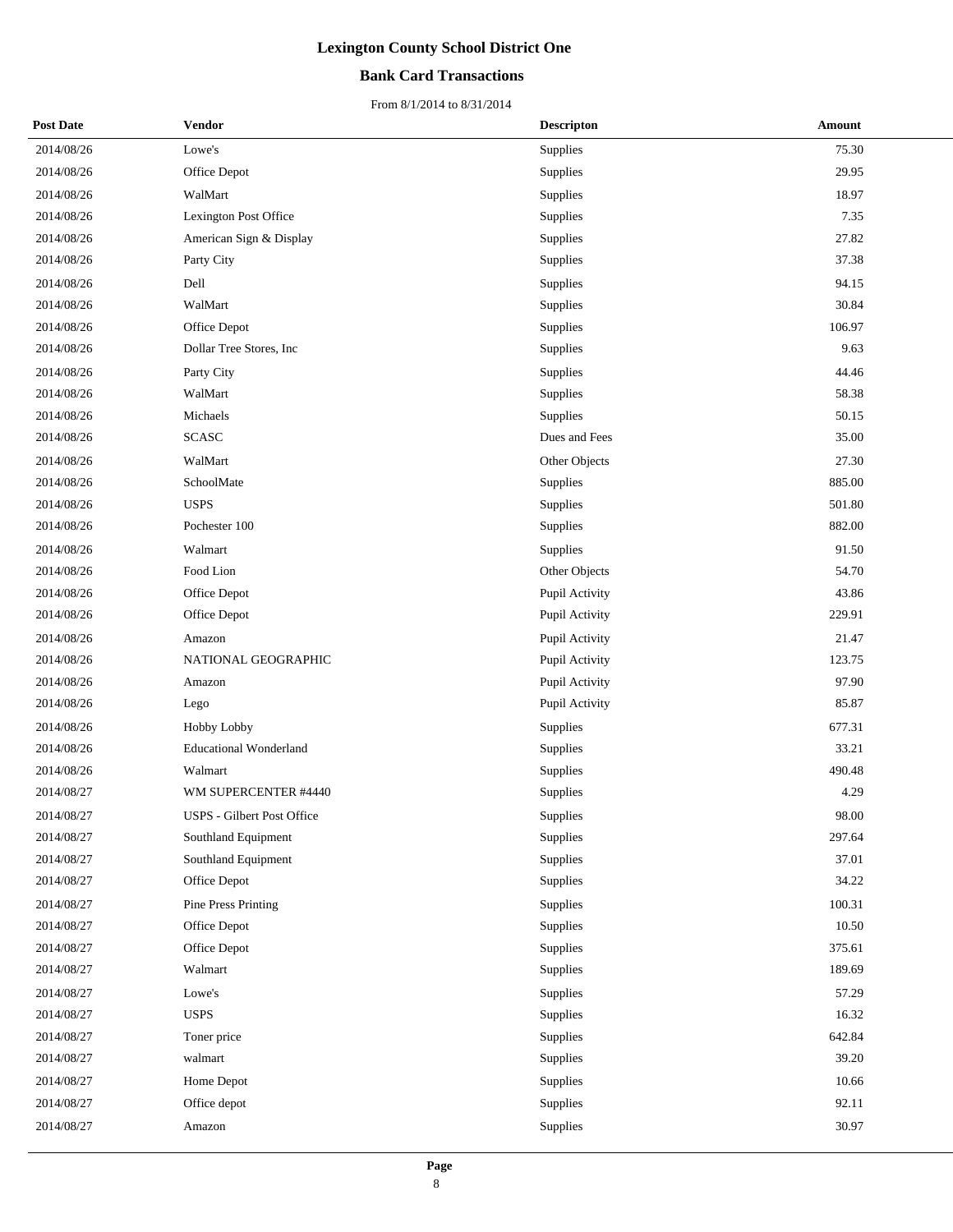# Lexington County School District One

## Bank Card Transactions

From 8/1/2014 to 8/31/2014

| Post Date | Vendor | Descripton | Amount |
|---|---|---|---|
| 2014/08/26 | Lowe's | Supplies | 75.30 |
| 2014/08/26 | Office Depot | Supplies | 29.95 |
| 2014/08/26 | WalMart | Supplies | 18.97 |
| 2014/08/26 | Lexington Post Office | Supplies | 7.35 |
| 2014/08/26 | American Sign & Display | Supplies | 27.82 |
| 2014/08/26 | Party City | Supplies | 37.38 |
| 2014/08/26 | Dell | Supplies | 94.15 |
| 2014/08/26 | WalMart | Supplies | 30.84 |
| 2014/08/26 | Office Depot | Supplies | 106.97 |
| 2014/08/26 | Dollar Tree Stores, Inc | Supplies | 9.63 |
| 2014/08/26 | Party City | Supplies | 44.46 |
| 2014/08/26 | WalMart | Supplies | 58.38 |
| 2014/08/26 | Michaels | Supplies | 50.15 |
| 2014/08/26 | SCASC | Dues and Fees | 35.00 |
| 2014/08/26 | WalMart | Other Objects | 27.30 |
| 2014/08/26 | SchoolMate | Supplies | 885.00 |
| 2014/08/26 | USPS | Supplies | 501.80 |
| 2014/08/26 | Pochester 100 | Supplies | 882.00 |
| 2014/08/26 | Walmart | Supplies | 91.50 |
| 2014/08/26 | Food Lion | Other Objects | 54.70 |
| 2014/08/26 | Office Depot | Pupil Activity | 43.86 |
| 2014/08/26 | Office Depot | Pupil Activity | 229.91 |
| 2014/08/26 | Amazon | Pupil Activity | 21.47 |
| 2014/08/26 | NATIONAL GEOGRAPHIC | Pupil Activity | 123.75 |
| 2014/08/26 | Amazon | Pupil Activity | 97.90 |
| 2014/08/26 | Lego | Pupil Activity | 85.87 |
| 2014/08/26 | Hobby Lobby | Supplies | 677.31 |
| 2014/08/26 | Educational Wonderland | Supplies | 33.21 |
| 2014/08/26 | Walmart | Supplies | 490.48 |
| 2014/08/27 | WM SUPERCENTER #4440 | Supplies | 4.29 |
| 2014/08/27 | USPS - Gilbert Post Office | Supplies | 98.00 |
| 2014/08/27 | Southland Equipment | Supplies | 297.64 |
| 2014/08/27 | Southland Equipment | Supplies | 37.01 |
| 2014/08/27 | Office Depot | Supplies | 34.22 |
| 2014/08/27 | Pine Press Printing | Supplies | 100.31 |
| 2014/08/27 | Office Depot | Supplies | 10.50 |
| 2014/08/27 | Office Depot | Supplies | 375.61 |
| 2014/08/27 | Walmart | Supplies | 189.69 |
| 2014/08/27 | Lowe's | Supplies | 57.29 |
| 2014/08/27 | USPS | Supplies | 16.32 |
| 2014/08/27 | Toner price | Supplies | 642.84 |
| 2014/08/27 | walmart | Supplies | 39.20 |
| 2014/08/27 | Home Depot | Supplies | 10.66 |
| 2014/08/27 | Office depot | Supplies | 92.11 |
| 2014/08/27 | Amazon | Supplies | 30.97 |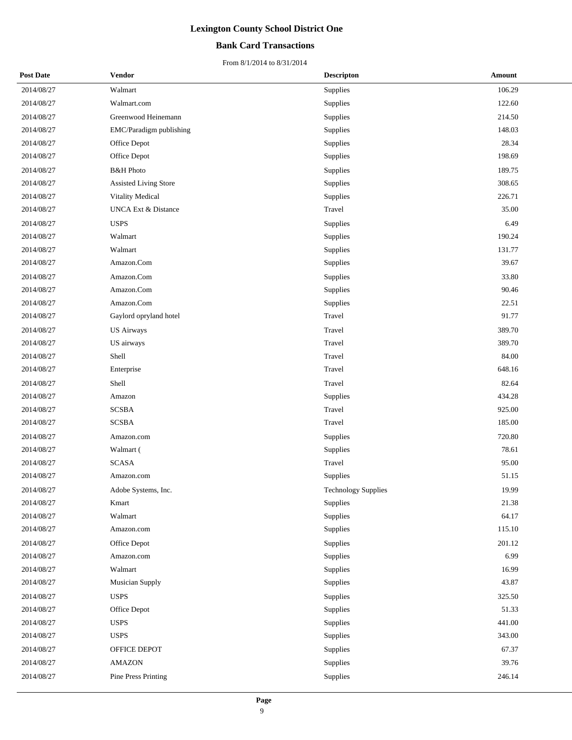# Lexington County School District One

## Bank Card Transactions

From 8/1/2014 to 8/31/2014

| Post Date | Vendor | Descripton | Amount |
|---|---|---|---|
| 2014/08/27 | Walmart | Supplies | 106.29 |
| 2014/08/27 | Walmart.com | Supplies | 122.60 |
| 2014/08/27 | Greenwood Heinemann | Supplies | 214.50 |
| 2014/08/27 | EMC/Paradigm publishing | Supplies | 148.03 |
| 2014/08/27 | Office Depot | Supplies | 28.34 |
| 2014/08/27 | Office Depot | Supplies | 198.69 |
| 2014/08/27 | B&H Photo | Supplies | 189.75 |
| 2014/08/27 | Assisted Living Store | Supplies | 308.65 |
| 2014/08/27 | Vitality Medical | Supplies | 226.71 |
| 2014/08/27 | UNCA Ext & Distance | Travel | 35.00 |
| 2014/08/27 | USPS | Supplies | 6.49 |
| 2014/08/27 | Walmart | Supplies | 190.24 |
| 2014/08/27 | Walmart | Supplies | 131.77 |
| 2014/08/27 | Amazon.Com | Supplies | 39.67 |
| 2014/08/27 | Amazon.Com | Supplies | 33.80 |
| 2014/08/27 | Amazon.Com | Supplies | 90.46 |
| 2014/08/27 | Amazon.Com | Supplies | 22.51 |
| 2014/08/27 | Gaylord opryland hotel | Travel | 91.77 |
| 2014/08/27 | US Airways | Travel | 389.70 |
| 2014/08/27 | US airways | Travel | 389.70 |
| 2014/08/27 | Shell | Travel | 84.00 |
| 2014/08/27 | Enterprise | Travel | 648.16 |
| 2014/08/27 | Shell | Travel | 82.64 |
| 2014/08/27 | Amazon | Supplies | 434.28 |
| 2014/08/27 | SCSBA | Travel | 925.00 |
| 2014/08/27 | SCSBA | Travel | 185.00 |
| 2014/08/27 | Amazon.com | Supplies | 720.80 |
| 2014/08/27 | Walmart ( | Supplies | 78.61 |
| 2014/08/27 | SCASA | Travel | 95.00 |
| 2014/08/27 | Amazon.com | Supplies | 51.15 |
| 2014/08/27 | Adobe Systems, Inc. | Technology Supplies | 19.99 |
| 2014/08/27 | Kmart | Supplies | 21.38 |
| 2014/08/27 | Walmart | Supplies | 64.17 |
| 2014/08/27 | Amazon.com | Supplies | 115.10 |
| 2014/08/27 | Office Depot | Supplies | 201.12 |
| 2014/08/27 | Amazon.com | Supplies | 6.99 |
| 2014/08/27 | Walmart | Supplies | 16.99 |
| 2014/08/27 | Musician Supply | Supplies | 43.87 |
| 2014/08/27 | USPS | Supplies | 325.50 |
| 2014/08/27 | Office Depot | Supplies | 51.33 |
| 2014/08/27 | USPS | Supplies | 441.00 |
| 2014/08/27 | USPS | Supplies | 343.00 |
| 2014/08/27 | OFFICE DEPOT | Supplies | 67.37 |
| 2014/08/27 | AMAZON | Supplies | 39.76 |
| 2014/08/27 | Pine Press Printing | Supplies | 246.14 |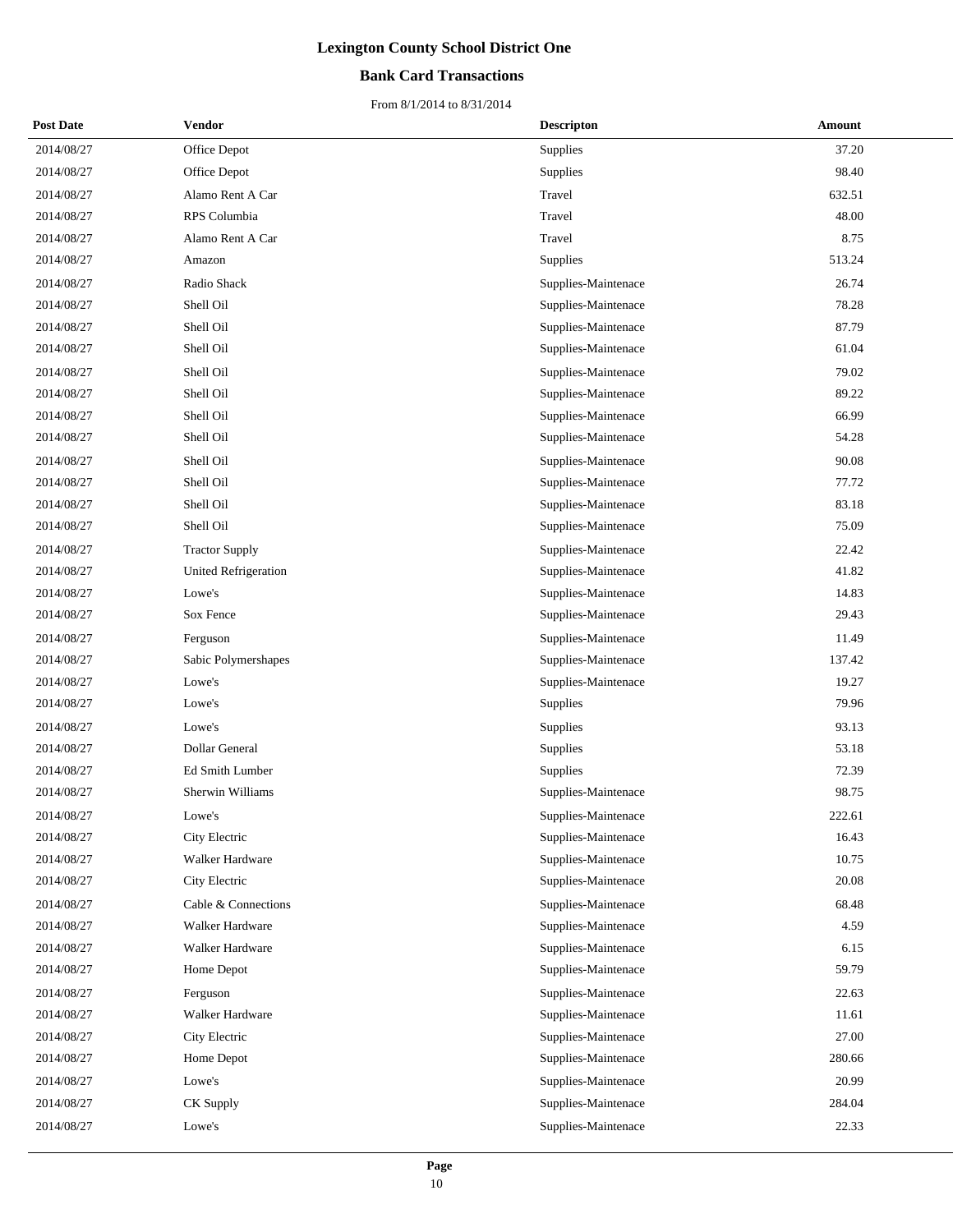# Lexington County School District One

## Bank Card Transactions

From 8/1/2014 to 8/31/2014

| Post Date | Vendor | Descripton | Amount |
|---|---|---|---|
| 2014/08/27 | Office Depot | Supplies | 37.20 |
| 2014/08/27 | Office Depot | Supplies | 98.40 |
| 2014/08/27 | Alamo Rent A Car | Travel | 632.51 |
| 2014/08/27 | RPS Columbia | Travel | 48.00 |
| 2014/08/27 | Alamo Rent A Car | Travel | 8.75 |
| 2014/08/27 | Amazon | Supplies | 513.24 |
| 2014/08/27 | Radio Shack | Supplies-Maintenace | 26.74 |
| 2014/08/27 | Shell Oil | Supplies-Maintenace | 78.28 |
| 2014/08/27 | Shell Oil | Supplies-Maintenace | 87.79 |
| 2014/08/27 | Shell Oil | Supplies-Maintenace | 61.04 |
| 2014/08/27 | Shell Oil | Supplies-Maintenace | 79.02 |
| 2014/08/27 | Shell Oil | Supplies-Maintenace | 89.22 |
| 2014/08/27 | Shell Oil | Supplies-Maintenace | 66.99 |
| 2014/08/27 | Shell Oil | Supplies-Maintenace | 54.28 |
| 2014/08/27 | Shell Oil | Supplies-Maintenace | 90.08 |
| 2014/08/27 | Shell Oil | Supplies-Maintenace | 77.72 |
| 2014/08/27 | Shell Oil | Supplies-Maintenace | 83.18 |
| 2014/08/27 | Shell Oil | Supplies-Maintenace | 75.09 |
| 2014/08/27 | Tractor Supply | Supplies-Maintenace | 22.42 |
| 2014/08/27 | United Refrigeration | Supplies-Maintenace | 41.82 |
| 2014/08/27 | Lowe's | Supplies-Maintenace | 14.83 |
| 2014/08/27 | Sox Fence | Supplies-Maintenace | 29.43 |
| 2014/08/27 | Ferguson | Supplies-Maintenace | 11.49 |
| 2014/08/27 | Sabic Polymershapes | Supplies-Maintenace | 137.42 |
| 2014/08/27 | Lowe's | Supplies-Maintenace | 19.27 |
| 2014/08/27 | Lowe's | Supplies | 79.96 |
| 2014/08/27 | Lowe's | Supplies | 93.13 |
| 2014/08/27 | Dollar General | Supplies | 53.18 |
| 2014/08/27 | Ed Smith Lumber | Supplies | 72.39 |
| 2014/08/27 | Sherwin Williams | Supplies-Maintenace | 98.75 |
| 2014/08/27 | Lowe's | Supplies-Maintenace | 222.61 |
| 2014/08/27 | City Electric | Supplies-Maintenace | 16.43 |
| 2014/08/27 | Walker Hardware | Supplies-Maintenace | 10.75 |
| 2014/08/27 | City Electric | Supplies-Maintenace | 20.08 |
| 2014/08/27 | Cable & Connections | Supplies-Maintenace | 68.48 |
| 2014/08/27 | Walker Hardware | Supplies-Maintenace | 4.59 |
| 2014/08/27 | Walker Hardware | Supplies-Maintenace | 6.15 |
| 2014/08/27 | Home Depot | Supplies-Maintenace | 59.79 |
| 2014/08/27 | Ferguson | Supplies-Maintenace | 22.63 |
| 2014/08/27 | Walker Hardware | Supplies-Maintenace | 11.61 |
| 2014/08/27 | City Electric | Supplies-Maintenace | 27.00 |
| 2014/08/27 | Home Depot | Supplies-Maintenace | 280.66 |
| 2014/08/27 | Lowe's | Supplies-Maintenace | 20.99 |
| 2014/08/27 | CK Supply | Supplies-Maintenace | 284.04 |
| 2014/08/27 | Lowe's | Supplies-Maintenace | 22.33 |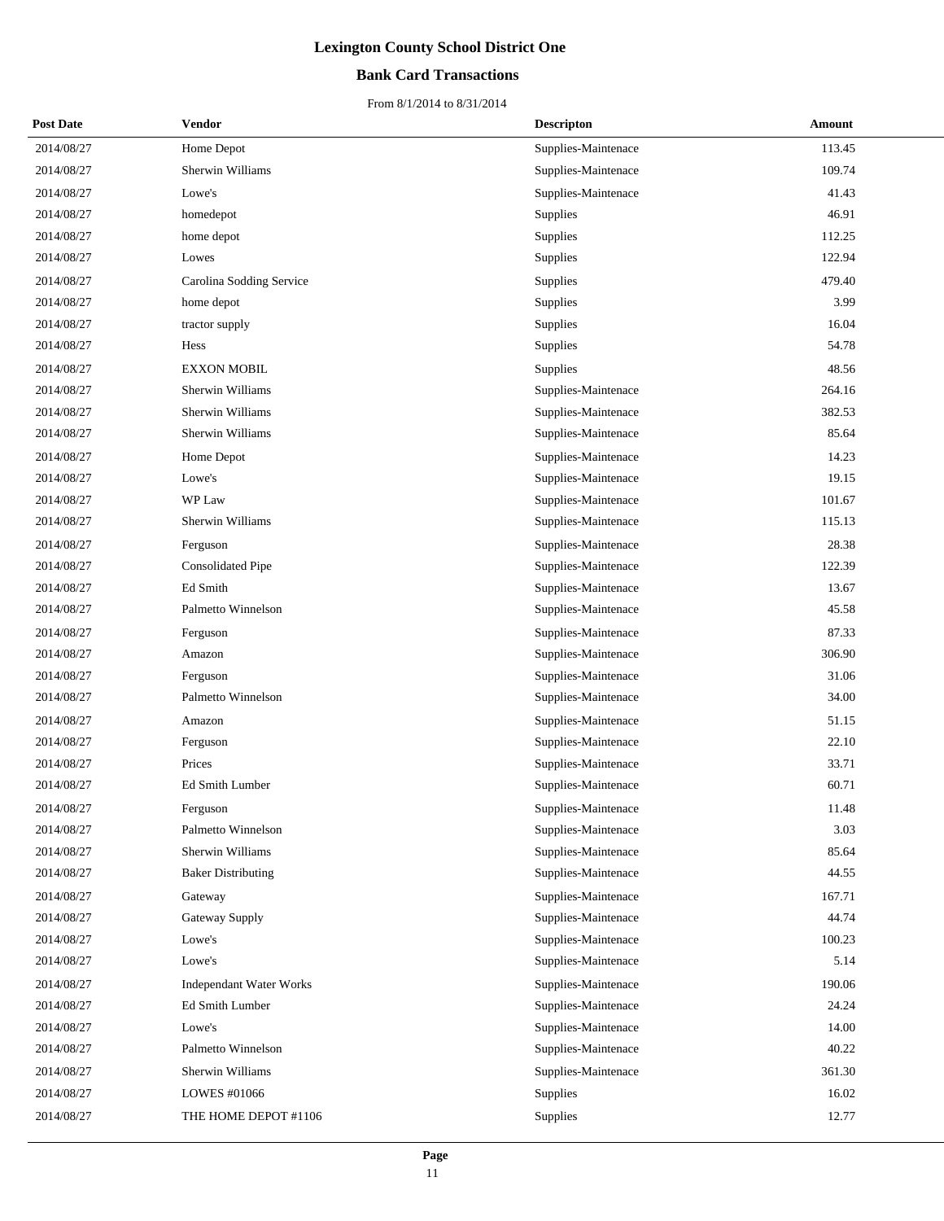# Lexington County School District One

## Bank Card Transactions

From 8/1/2014 to 8/31/2014

| Post Date | Vendor | Descripton | Amount |
|---|---|---|---|
| 2014/08/27 | Home Depot | Supplies-Maintenace | 113.45 |
| 2014/08/27 | Sherwin Williams | Supplies-Maintenace | 109.74 |
| 2014/08/27 | Lowe's | Supplies-Maintenace | 41.43 |
| 2014/08/27 | homedepot | Supplies | 46.91 |
| 2014/08/27 | home depot | Supplies | 112.25 |
| 2014/08/27 | Lowes | Supplies | 122.94 |
| 2014/08/27 | Carolina Sodding Service | Supplies | 479.40 |
| 2014/08/27 | home depot | Supplies | 3.99 |
| 2014/08/27 | tractor supply | Supplies | 16.04 |
| 2014/08/27 | Hess | Supplies | 54.78 |
| 2014/08/27 | EXXON MOBIL | Supplies | 48.56 |
| 2014/08/27 | Sherwin Williams | Supplies-Maintenace | 264.16 |
| 2014/08/27 | Sherwin Williams | Supplies-Maintenace | 382.53 |
| 2014/08/27 | Sherwin Williams | Supplies-Maintenace | 85.64 |
| 2014/08/27 | Home Depot | Supplies-Maintenace | 14.23 |
| 2014/08/27 | Lowe's | Supplies-Maintenace | 19.15 |
| 2014/08/27 | WP Law | Supplies-Maintenace | 101.67 |
| 2014/08/27 | Sherwin Williams | Supplies-Maintenace | 115.13 |
| 2014/08/27 | Ferguson | Supplies-Maintenace | 28.38 |
| 2014/08/27 | Consolidated Pipe | Supplies-Maintenace | 122.39 |
| 2014/08/27 | Ed Smith | Supplies-Maintenace | 13.67 |
| 2014/08/27 | Palmetto Winnelson | Supplies-Maintenace | 45.58 |
| 2014/08/27 | Ferguson | Supplies-Maintenace | 87.33 |
| 2014/08/27 | Amazon | Supplies-Maintenace | 306.90 |
| 2014/08/27 | Ferguson | Supplies-Maintenace | 31.06 |
| 2014/08/27 | Palmetto Winnelson | Supplies-Maintenace | 34.00 |
| 2014/08/27 | Amazon | Supplies-Maintenace | 51.15 |
| 2014/08/27 | Ferguson | Supplies-Maintenace | 22.10 |
| 2014/08/27 | Prices | Supplies-Maintenace | 33.71 |
| 2014/08/27 | Ed Smith Lumber | Supplies-Maintenace | 60.71 |
| 2014/08/27 | Ferguson | Supplies-Maintenace | 11.48 |
| 2014/08/27 | Palmetto Winnelson | Supplies-Maintenace | 3.03 |
| 2014/08/27 | Sherwin Williams | Supplies-Maintenace | 85.64 |
| 2014/08/27 | Baker Distributing | Supplies-Maintenace | 44.55 |
| 2014/08/27 | Gateway | Supplies-Maintenace | 167.71 |
| 2014/08/27 | Gateway Supply | Supplies-Maintenace | 44.74 |
| 2014/08/27 | Lowe's | Supplies-Maintenace | 100.23 |
| 2014/08/27 | Lowe's | Supplies-Maintenace | 5.14 |
| 2014/08/27 | Independant Water Works | Supplies-Maintenace | 190.06 |
| 2014/08/27 | Ed Smith Lumber | Supplies-Maintenace | 24.24 |
| 2014/08/27 | Lowe's | Supplies-Maintenace | 14.00 |
| 2014/08/27 | Palmetto Winnelson | Supplies-Maintenace | 40.22 |
| 2014/08/27 | Sherwin Williams | Supplies-Maintenace | 361.30 |
| 2014/08/27 | LOWES #01066 | Supplies | 16.02 |
| 2014/08/27 | THE HOME DEPOT #1106 | Supplies | 12.77 |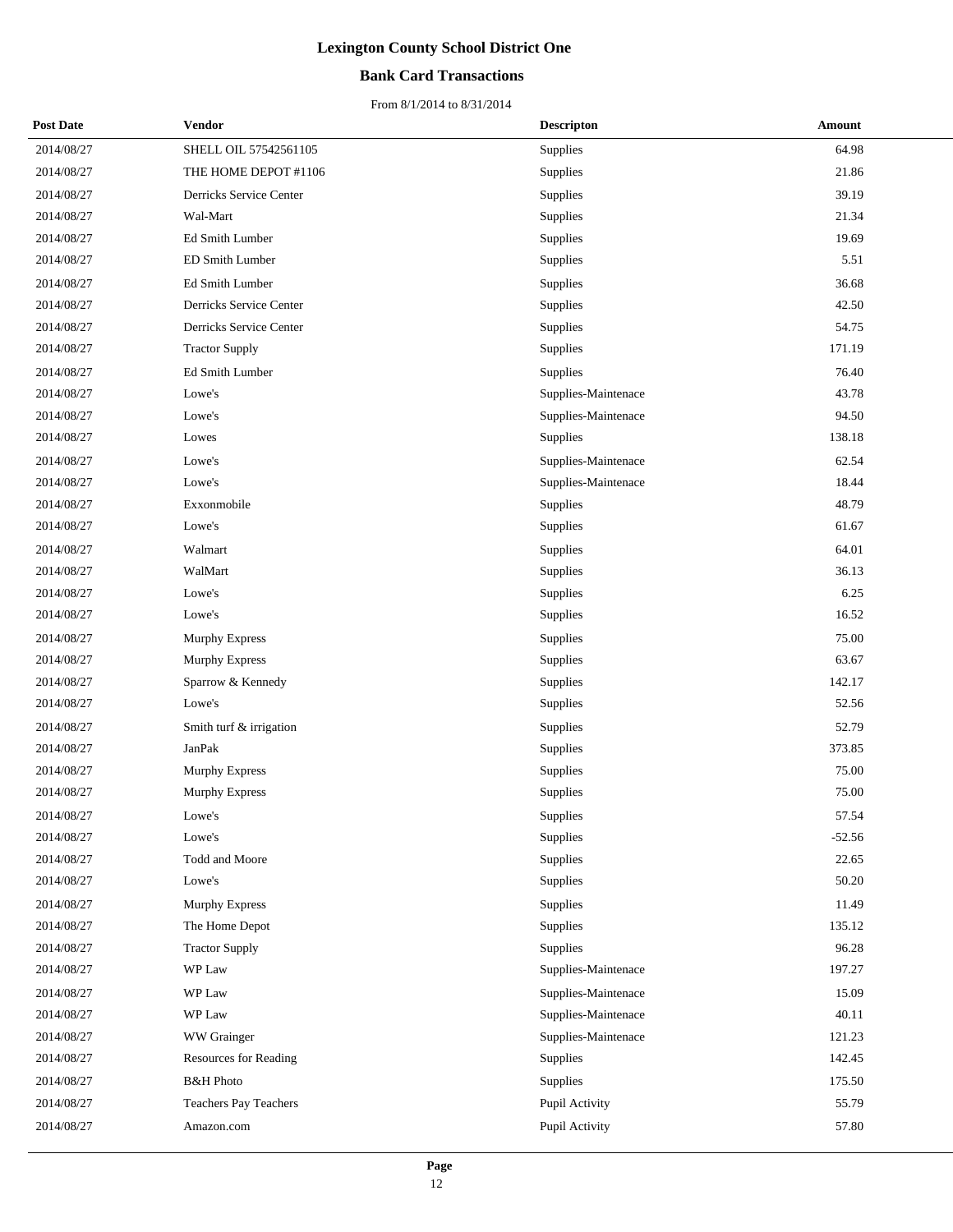# Lexington County School District One

## Bank Card Transactions

From 8/1/2014 to 8/31/2014

| Post Date | Vendor | Descripton | Amount |
|---|---|---|---|
| 2014/08/27 | SHELL OIL 57542561105 | Supplies | 64.98 |
| 2014/08/27 | THE HOME DEPOT #1106 | Supplies | 21.86 |
| 2014/08/27 | Derricks Service Center | Supplies | 39.19 |
| 2014/08/27 | Wal-Mart | Supplies | 21.34 |
| 2014/08/27 | Ed Smith Lumber | Supplies | 19.69 |
| 2014/08/27 | ED Smith Lumber | Supplies | 5.51 |
| 2014/08/27 | Ed Smith Lumber | Supplies | 36.68 |
| 2014/08/27 | Derricks Service Center | Supplies | 42.50 |
| 2014/08/27 | Derricks Service Center | Supplies | 54.75 |
| 2014/08/27 | Tractor Supply | Supplies | 171.19 |
| 2014/08/27 | Ed Smith Lumber | Supplies | 76.40 |
| 2014/08/27 | Lowe's | Supplies-Maintenace | 43.78 |
| 2014/08/27 | Lowe's | Supplies-Maintenace | 94.50 |
| 2014/08/27 | Lowes | Supplies | 138.18 |
| 2014/08/27 | Lowe's | Supplies-Maintenace | 62.54 |
| 2014/08/27 | Lowe's | Supplies-Maintenace | 18.44 |
| 2014/08/27 | Exxonmobile | Supplies | 48.79 |
| 2014/08/27 | Lowe's | Supplies | 61.67 |
| 2014/08/27 | Walmart | Supplies | 64.01 |
| 2014/08/27 | WalMart | Supplies | 36.13 |
| 2014/08/27 | Lowe's | Supplies | 6.25 |
| 2014/08/27 | Lowe's | Supplies | 16.52 |
| 2014/08/27 | Murphy Express | Supplies | 75.00 |
| 2014/08/27 | Murphy Express | Supplies | 63.67 |
| 2014/08/27 | Sparrow & Kennedy | Supplies | 142.17 |
| 2014/08/27 | Lowe's | Supplies | 52.56 |
| 2014/08/27 | Smith turf & irrigation | Supplies | 52.79 |
| 2014/08/27 | JanPak | Supplies | 373.85 |
| 2014/08/27 | Murphy Express | Supplies | 75.00 |
| 2014/08/27 | Murphy Express | Supplies | 75.00 |
| 2014/08/27 | Lowe's | Supplies | 57.54 |
| 2014/08/27 | Lowe's | Supplies | -52.56 |
| 2014/08/27 | Todd and Moore | Supplies | 22.65 |
| 2014/08/27 | Lowe's | Supplies | 50.20 |
| 2014/08/27 | Murphy Express | Supplies | 11.49 |
| 2014/08/27 | The Home Depot | Supplies | 135.12 |
| 2014/08/27 | Tractor Supply | Supplies | 96.28 |
| 2014/08/27 | WP Law | Supplies-Maintenace | 197.27 |
| 2014/08/27 | WP Law | Supplies-Maintenace | 15.09 |
| 2014/08/27 | WP Law | Supplies-Maintenace | 40.11 |
| 2014/08/27 | WW Grainger | Supplies-Maintenace | 121.23 |
| 2014/08/27 | Resources for Reading | Supplies | 142.45 |
| 2014/08/27 | B&H Photo | Supplies | 175.50 |
| 2014/08/27 | Teachers Pay Teachers | Pupil Activity | 55.79 |
| 2014/08/27 | Amazon.com | Pupil Activity | 57.80 |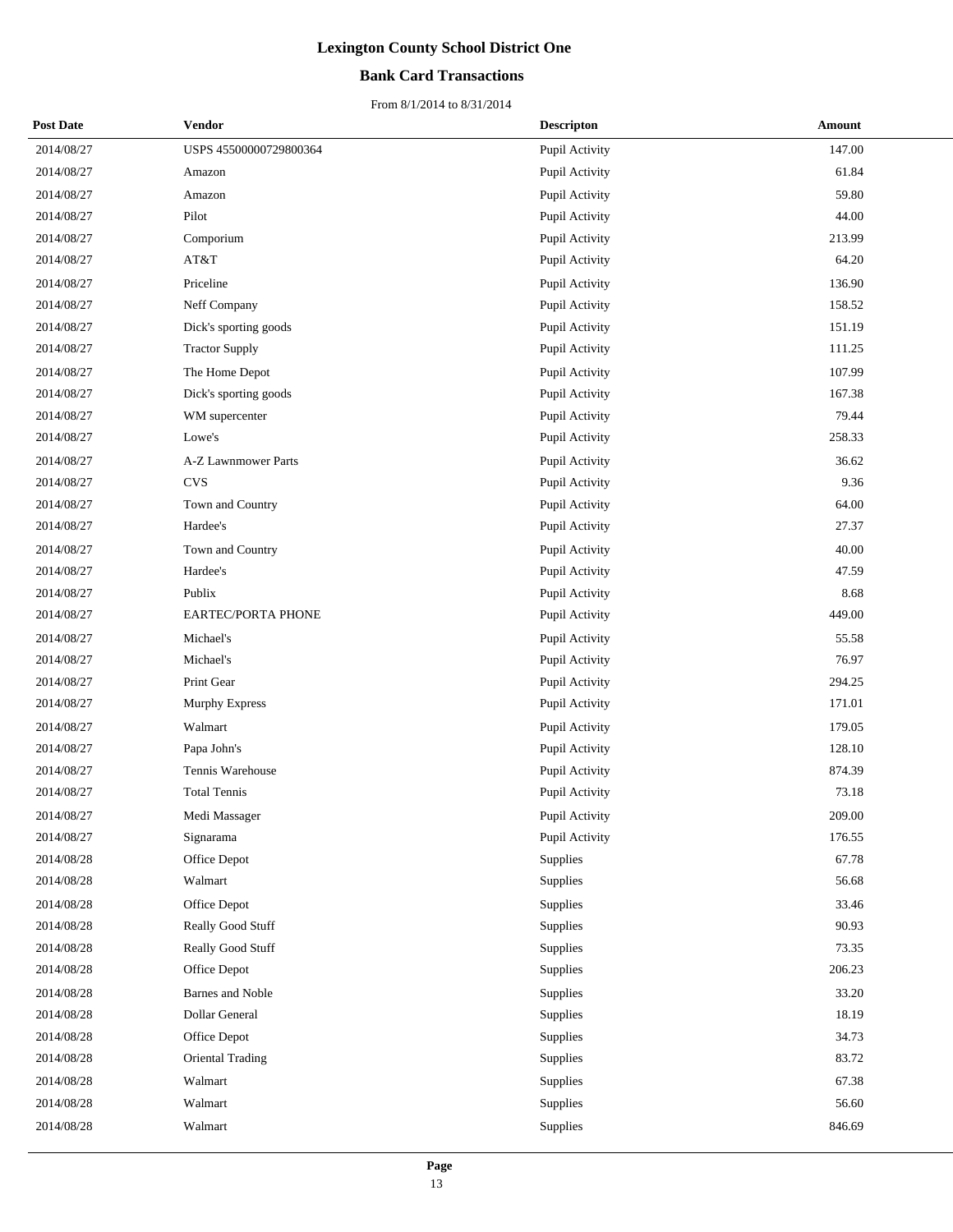# Lexington County School District One

## Bank Card Transactions

From 8/1/2014 to 8/31/2014

| Post Date | Vendor | Descripton | Amount |
|---|---|---|---|
| 2014/08/27 | USPS 45500000729800364 | Pupil Activity | 147.00 |
| 2014/08/27 | Amazon | Pupil Activity | 61.84 |
| 2014/08/27 | Amazon | Pupil Activity | 59.80 |
| 2014/08/27 | Pilot | Pupil Activity | 44.00 |
| 2014/08/27 | Comporium | Pupil Activity | 213.99 |
| 2014/08/27 | AT&T | Pupil Activity | 64.20 |
| 2014/08/27 | Priceline | Pupil Activity | 136.90 |
| 2014/08/27 | Neff Company | Pupil Activity | 158.52 |
| 2014/08/27 | Dick's sporting goods | Pupil Activity | 151.19 |
| 2014/08/27 | Tractor Supply | Pupil Activity | 111.25 |
| 2014/08/27 | The Home Depot | Pupil Activity | 107.99 |
| 2014/08/27 | Dick's sporting goods | Pupil Activity | 167.38 |
| 2014/08/27 | WM supercenter | Pupil Activity | 79.44 |
| 2014/08/27 | Lowe's | Pupil Activity | 258.33 |
| 2014/08/27 | A-Z Lawnmower Parts | Pupil Activity | 36.62 |
| 2014/08/27 | CVS | Pupil Activity | 9.36 |
| 2014/08/27 | Town and Country | Pupil Activity | 64.00 |
| 2014/08/27 | Hardee's | Pupil Activity | 27.37 |
| 2014/08/27 | Town and Country | Pupil Activity | 40.00 |
| 2014/08/27 | Hardee's | Pupil Activity | 47.59 |
| 2014/08/27 | Publix | Pupil Activity | 8.68 |
| 2014/08/27 | EARTEC/PORTA PHONE | Pupil Activity | 449.00 |
| 2014/08/27 | Michael's | Pupil Activity | 55.58 |
| 2014/08/27 | Michael's | Pupil Activity | 76.97 |
| 2014/08/27 | Print Gear | Pupil Activity | 294.25 |
| 2014/08/27 | Murphy Express | Pupil Activity | 171.01 |
| 2014/08/27 | Walmart | Pupil Activity | 179.05 |
| 2014/08/27 | Papa John's | Pupil Activity | 128.10 |
| 2014/08/27 | Tennis Warehouse | Pupil Activity | 874.39 |
| 2014/08/27 | Total Tennis | Pupil Activity | 73.18 |
| 2014/08/27 | Medi Massager | Pupil Activity | 209.00 |
| 2014/08/27 | Signarama | Pupil Activity | 176.55 |
| 2014/08/28 | Office Depot | Supplies | 67.78 |
| 2014/08/28 | Walmart | Supplies | 56.68 |
| 2014/08/28 | Office Depot | Supplies | 33.46 |
| 2014/08/28 | Really Good Stuff | Supplies | 90.93 |
| 2014/08/28 | Really Good Stuff | Supplies | 73.35 |
| 2014/08/28 | Office Depot | Supplies | 206.23 |
| 2014/08/28 | Barnes and Noble | Supplies | 33.20 |
| 2014/08/28 | Dollar General | Supplies | 18.19 |
| 2014/08/28 | Office Depot | Supplies | 34.73 |
| 2014/08/28 | Oriental Trading | Supplies | 83.72 |
| 2014/08/28 | Walmart | Supplies | 67.38 |
| 2014/08/28 | Walmart | Supplies | 56.60 |
| 2014/08/28 | Walmart | Supplies | 846.69 |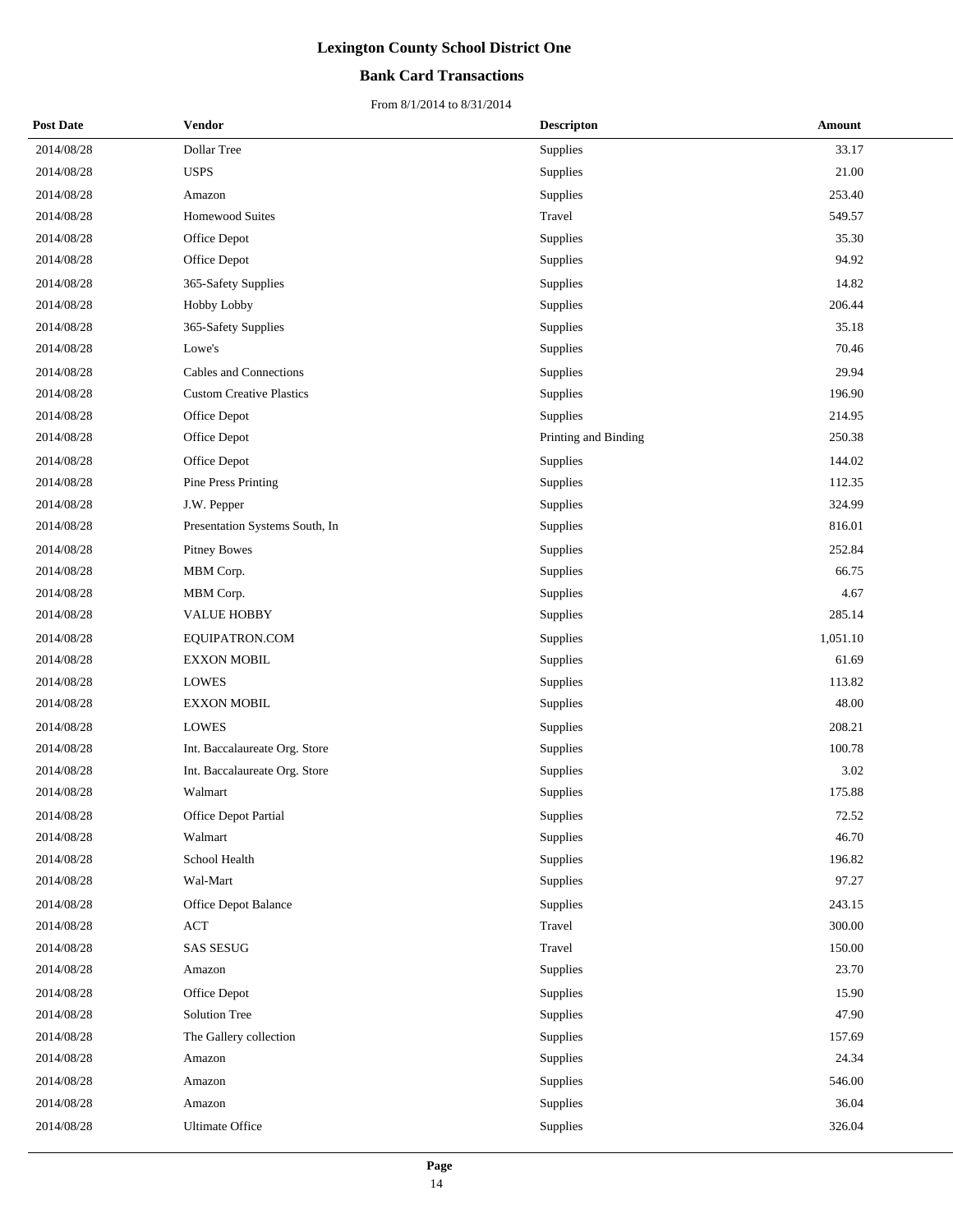# Lexington County School District One

## Bank Card Transactions

From 8/1/2014 to 8/31/2014

| Post Date | Vendor | Descripton | Amount |
|---|---|---|---|
| 2014/08/28 | Dollar Tree | Supplies | 33.17 |
| 2014/08/28 | USPS | Supplies | 21.00 |
| 2014/08/28 | Amazon | Supplies | 253.40 |
| 2014/08/28 | Homewood Suites | Travel | 549.57 |
| 2014/08/28 | Office Depot | Supplies | 35.30 |
| 2014/08/28 | Office Depot | Supplies | 94.92 |
| 2014/08/28 | 365-Safety Supplies | Supplies | 14.82 |
| 2014/08/28 | Hobby Lobby | Supplies | 206.44 |
| 2014/08/28 | 365-Safety Supplies | Supplies | 35.18 |
| 2014/08/28 | Lowe's | Supplies | 70.46 |
| 2014/08/28 | Cables and Connections | Supplies | 29.94 |
| 2014/08/28 | Custom Creative Plastics | Supplies | 196.90 |
| 2014/08/28 | Office Depot | Supplies | 214.95 |
| 2014/08/28 | Office Depot | Printing and Binding | 250.38 |
| 2014/08/28 | Office Depot | Supplies | 144.02 |
| 2014/08/28 | Pine Press Printing | Supplies | 112.35 |
| 2014/08/28 | J.W. Pepper | Supplies | 324.99 |
| 2014/08/28 | Presentation Systems South, In | Supplies | 816.01 |
| 2014/08/28 | Pitney Bowes | Supplies | 252.84 |
| 2014/08/28 | MBM Corp. | Supplies | 66.75 |
| 2014/08/28 | MBM Corp. | Supplies | 4.67 |
| 2014/08/28 | VALUE HOBBY | Supplies | 285.14 |
| 2014/08/28 | EQUIPATRON.COM | Supplies | 1,051.10 |
| 2014/08/28 | EXXON MOBIL | Supplies | 61.69 |
| 2014/08/28 | LOWES | Supplies | 113.82 |
| 2014/08/28 | EXXON MOBIL | Supplies | 48.00 |
| 2014/08/28 | LOWES | Supplies | 208.21 |
| 2014/08/28 | Int. Baccalaureate Org. Store | Supplies | 100.78 |
| 2014/08/28 | Int. Baccalaureate Org. Store | Supplies | 3.02 |
| 2014/08/28 | Walmart | Supplies | 175.88 |
| 2014/08/28 | Office Depot Partial | Supplies | 72.52 |
| 2014/08/28 | Walmart | Supplies | 46.70 |
| 2014/08/28 | School Health | Supplies | 196.82 |
| 2014/08/28 | Wal-Mart | Supplies | 97.27 |
| 2014/08/28 | Office Depot Balance | Supplies | 243.15 |
| 2014/08/28 | ACT | Travel | 300.00 |
| 2014/08/28 | SAS SESUG | Travel | 150.00 |
| 2014/08/28 | Amazon | Supplies | 23.70 |
| 2014/08/28 | Office Depot | Supplies | 15.90 |
| 2014/08/28 | Solution Tree | Supplies | 47.90 |
| 2014/08/28 | The Gallery collection | Supplies | 157.69 |
| 2014/08/28 | Amazon | Supplies | 24.34 |
| 2014/08/28 | Amazon | Supplies | 546.00 |
| 2014/08/28 | Amazon | Supplies | 36.04 |
| 2014/08/28 | Ultimate Office | Supplies | 326.04 |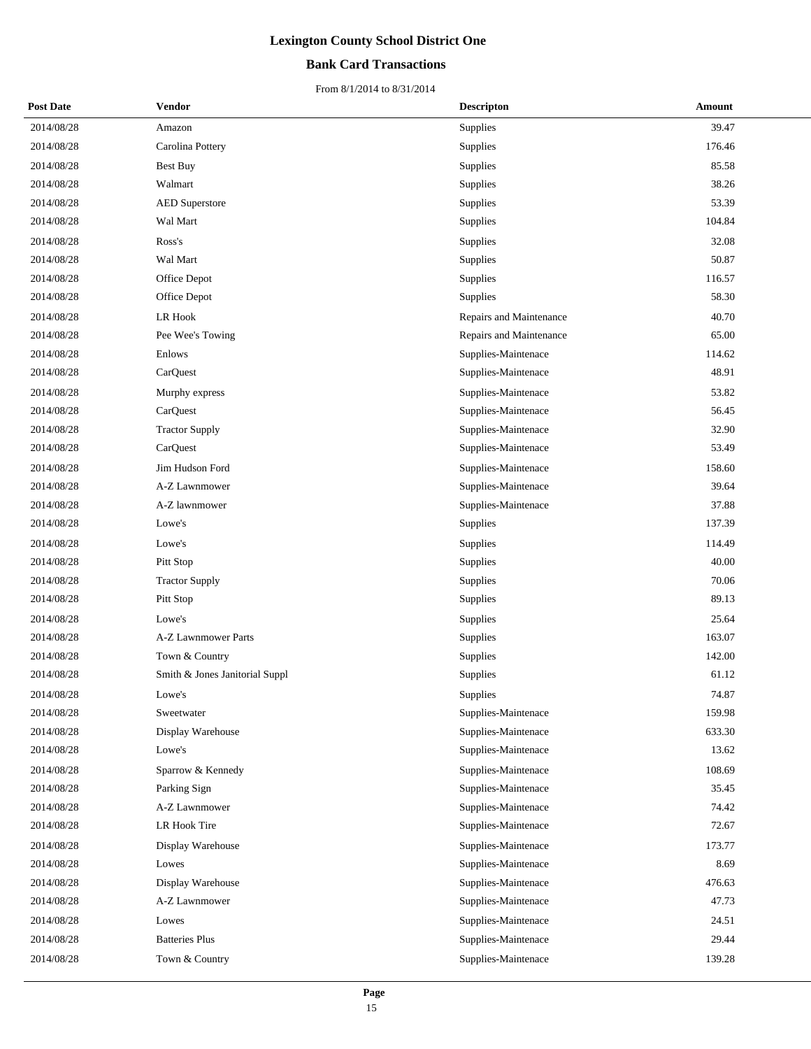# Lexington County School District One

## Bank Card Transactions

From 8/1/2014 to 8/31/2014

| Post Date | Vendor | Descripton | Amount |
|---|---|---|---|
| 2014/08/28 | Amazon | Supplies | 39.47 |
| 2014/08/28 | Carolina Pottery | Supplies | 176.46 |
| 2014/08/28 | Best Buy | Supplies | 85.58 |
| 2014/08/28 | Walmart | Supplies | 38.26 |
| 2014/08/28 | AED Superstore | Supplies | 53.39 |
| 2014/08/28 | Wal Mart | Supplies | 104.84 |
| 2014/08/28 | Ross's | Supplies | 32.08 |
| 2014/08/28 | Wal Mart | Supplies | 50.87 |
| 2014/08/28 | Office Depot | Supplies | 116.57 |
| 2014/08/28 | Office Depot | Supplies | 58.30 |
| 2014/08/28 | LR Hook | Repairs and Maintenance | 40.70 |
| 2014/08/28 | Pee Wee's Towing | Repairs and Maintenance | 65.00 |
| 2014/08/28 | Enlows | Supplies-Maintenace | 114.62 |
| 2014/08/28 | CarQuest | Supplies-Maintenace | 48.91 |
| 2014/08/28 | Murphy express | Supplies-Maintenace | 53.82 |
| 2014/08/28 | CarQuest | Supplies-Maintenace | 56.45 |
| 2014/08/28 | Tractor Supply | Supplies-Maintenace | 32.90 |
| 2014/08/28 | CarQuest | Supplies-Maintenace | 53.49 |
| 2014/08/28 | Jim Hudson Ford | Supplies-Maintenace | 158.60 |
| 2014/08/28 | A-Z Lawnmower | Supplies-Maintenace | 39.64 |
| 2014/08/28 | A-Z lawnmower | Supplies-Maintenace | 37.88 |
| 2014/08/28 | Lowe's | Supplies | 137.39 |
| 2014/08/28 | Lowe's | Supplies | 114.49 |
| 2014/08/28 | Pitt Stop | Supplies | 40.00 |
| 2014/08/28 | Tractor Supply | Supplies | 70.06 |
| 2014/08/28 | Pitt Stop | Supplies | 89.13 |
| 2014/08/28 | Lowe's | Supplies | 25.64 |
| 2014/08/28 | A-Z Lawnmower Parts | Supplies | 163.07 |
| 2014/08/28 | Town & Country | Supplies | 142.00 |
| 2014/08/28 | Smith & Jones Janitorial Suppl | Supplies | 61.12 |
| 2014/08/28 | Lowe's | Supplies | 74.87 |
| 2014/08/28 | Sweetwater | Supplies-Maintenace | 159.98 |
| 2014/08/28 | Display Warehouse | Supplies-Maintenace | 633.30 |
| 2014/08/28 | Lowe's | Supplies-Maintenace | 13.62 |
| 2014/08/28 | Sparrow & Kennedy | Supplies-Maintenace | 108.69 |
| 2014/08/28 | Parking Sign | Supplies-Maintenace | 35.45 |
| 2014/08/28 | A-Z Lawnmower | Supplies-Maintenace | 74.42 |
| 2014/08/28 | LR Hook Tire | Supplies-Maintenace | 72.67 |
| 2014/08/28 | Display Warehouse | Supplies-Maintenace | 173.77 |
| 2014/08/28 | Lowes | Supplies-Maintenace | 8.69 |
| 2014/08/28 | Display Warehouse | Supplies-Maintenace | 476.63 |
| 2014/08/28 | A-Z Lawnmower | Supplies-Maintenace | 47.73 |
| 2014/08/28 | Lowes | Supplies-Maintenace | 24.51 |
| 2014/08/28 | Batteries Plus | Supplies-Maintenace | 29.44 |
| 2014/08/28 | Town & Country | Supplies-Maintenace | 139.28 |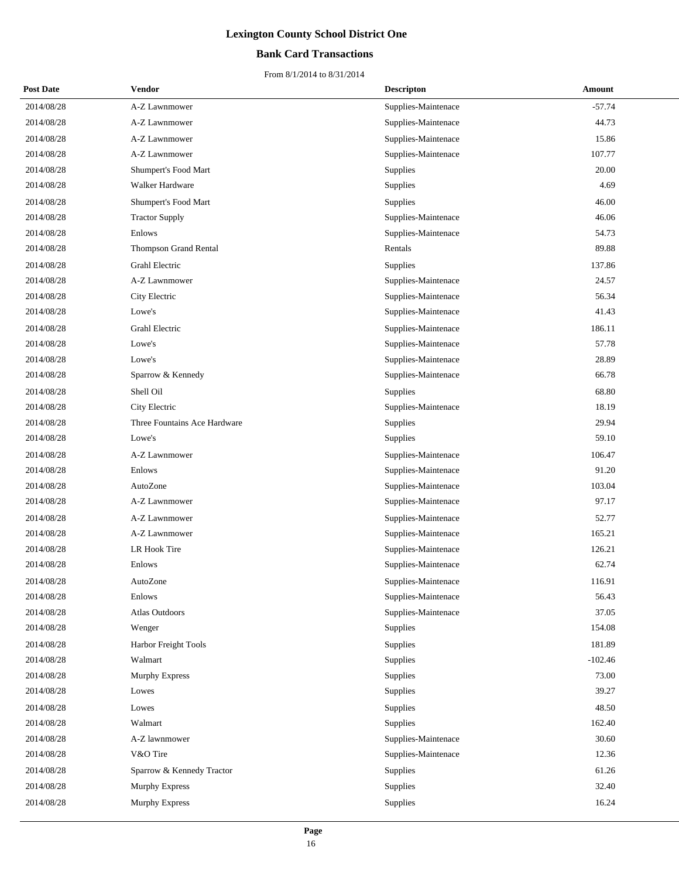# Lexington County School District One

## Bank Card Transactions

From 8/1/2014 to 8/31/2014

| Post Date | Vendor | Descripton | Amount |
|---|---|---|---|
| 2014/08/28 | A-Z Lawnmower | Supplies-Maintenace | -57.74 |
| 2014/08/28 | A-Z Lawnmower | Supplies-Maintenace | 44.73 |
| 2014/08/28 | A-Z Lawnmower | Supplies-Maintenace | 15.86 |
| 2014/08/28 | A-Z Lawnmower | Supplies-Maintenace | 107.77 |
| 2014/08/28 | Shumpert's Food Mart | Supplies | 20.00 |
| 2014/08/28 | Walker Hardware | Supplies | 4.69 |
| 2014/08/28 | Shumpert's Food Mart | Supplies | 46.00 |
| 2014/08/28 | Tractor Supply | Supplies-Maintenace | 46.06 |
| 2014/08/28 | Enlows | Supplies-Maintenace | 54.73 |
| 2014/08/28 | Thompson Grand Rental | Rentals | 89.88 |
| 2014/08/28 | Grahl Electric | Supplies | 137.86 |
| 2014/08/28 | A-Z Lawnmower | Supplies-Maintenace | 24.57 |
| 2014/08/28 | City Electric | Supplies-Maintenace | 56.34 |
| 2014/08/28 | Lowe's | Supplies-Maintenace | 41.43 |
| 2014/08/28 | Grahl Electric | Supplies-Maintenace | 186.11 |
| 2014/08/28 | Lowe's | Supplies-Maintenace | 57.78 |
| 2014/08/28 | Lowe's | Supplies-Maintenace | 28.89 |
| 2014/08/28 | Sparrow & Kennedy | Supplies-Maintenace | 66.78 |
| 2014/08/28 | Shell Oil | Supplies | 68.80 |
| 2014/08/28 | City Electric | Supplies-Maintenace | 18.19 |
| 2014/08/28 | Three Fountains Ace Hardware | Supplies | 29.94 |
| 2014/08/28 | Lowe's | Supplies | 59.10 |
| 2014/08/28 | A-Z Lawnmower | Supplies-Maintenace | 106.47 |
| 2014/08/28 | Enlows | Supplies-Maintenace | 91.20 |
| 2014/08/28 | AutoZone | Supplies-Maintenace | 103.04 |
| 2014/08/28 | A-Z Lawnmower | Supplies-Maintenace | 97.17 |
| 2014/08/28 | A-Z Lawnmower | Supplies-Maintenace | 52.77 |
| 2014/08/28 | A-Z Lawnmower | Supplies-Maintenace | 165.21 |
| 2014/08/28 | LR Hook Tire | Supplies-Maintenace | 126.21 |
| 2014/08/28 | Enlows | Supplies-Maintenace | 62.74 |
| 2014/08/28 | AutoZone | Supplies-Maintenace | 116.91 |
| 2014/08/28 | Enlows | Supplies-Maintenace | 56.43 |
| 2014/08/28 | Atlas Outdoors | Supplies-Maintenace | 37.05 |
| 2014/08/28 | Wenger | Supplies | 154.08 |
| 2014/08/28 | Harbor Freight Tools | Supplies | 181.89 |
| 2014/08/28 | Walmart | Supplies | -102.46 |
| 2014/08/28 | Murphy Express | Supplies | 73.00 |
| 2014/08/28 | Lowes | Supplies | 39.27 |
| 2014/08/28 | Lowes | Supplies | 48.50 |
| 2014/08/28 | Walmart | Supplies | 162.40 |
| 2014/08/28 | A-Z lawnmower | Supplies-Maintenace | 30.60 |
| 2014/08/28 | V&O Tire | Supplies-Maintenace | 12.36 |
| 2014/08/28 | Sparrow & Kennedy Tractor | Supplies | 61.26 |
| 2014/08/28 | Murphy Express | Supplies | 32.40 |
| 2014/08/28 | Murphy Express | Supplies | 16.24 |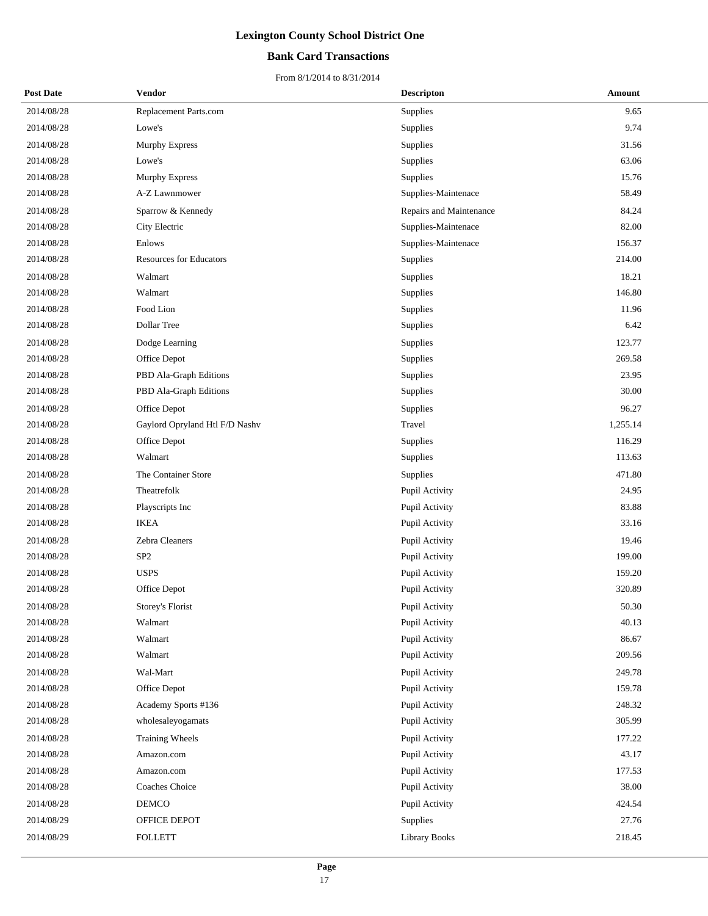# Lexington County School District One

## Bank Card Transactions

From 8/1/2014 to 8/31/2014

| Post Date | Vendor | Descripton | Amount |
|---|---|---|---|
| 2014/08/28 | Replacement Parts.com | Supplies | 9.65 |
| 2014/08/28 | Lowe's | Supplies | 9.74 |
| 2014/08/28 | Murphy Express | Supplies | 31.56 |
| 2014/08/28 | Lowe's | Supplies | 63.06 |
| 2014/08/28 | Murphy Express | Supplies | 15.76 |
| 2014/08/28 | A-Z Lawnmower | Supplies-Maintenace | 58.49 |
| 2014/08/28 | Sparrow & Kennedy | Repairs and Maintenance | 84.24 |
| 2014/08/28 | City Electric | Supplies-Maintenace | 82.00 |
| 2014/08/28 | Enlows | Supplies-Maintenace | 156.37 |
| 2014/08/28 | Resources for Educators | Supplies | 214.00 |
| 2014/08/28 | Walmart | Supplies | 18.21 |
| 2014/08/28 | Walmart | Supplies | 146.80 |
| 2014/08/28 | Food Lion | Supplies | 11.96 |
| 2014/08/28 | Dollar Tree | Supplies | 6.42 |
| 2014/08/28 | Dodge Learning | Supplies | 123.77 |
| 2014/08/28 | Office Depot | Supplies | 269.58 |
| 2014/08/28 | PBD Ala-Graph Editions | Supplies | 23.95 |
| 2014/08/28 | PBD Ala-Graph Editions | Supplies | 30.00 |
| 2014/08/28 | Office Depot | Supplies | 96.27 |
| 2014/08/28 | Gaylord Opryland Htl F/D Nashv | Travel | 1,255.14 |
| 2014/08/28 | Office Depot | Supplies | 116.29 |
| 2014/08/28 | Walmart | Supplies | 113.63 |
| 2014/08/28 | The Container Store | Supplies | 471.80 |
| 2014/08/28 | Theatrefolk | Pupil Activity | 24.95 |
| 2014/08/28 | Playscripts Inc | Pupil Activity | 83.88 |
| 2014/08/28 | IKEA | Pupil Activity | 33.16 |
| 2014/08/28 | Zebra Cleaners | Pupil Activity | 19.46 |
| 2014/08/28 | SP2 | Pupil Activity | 199.00 |
| 2014/08/28 | USPS | Pupil Activity | 159.20 |
| 2014/08/28 | Office Depot | Pupil Activity | 320.89 |
| 2014/08/28 | Storey's Florist | Pupil Activity | 50.30 |
| 2014/08/28 | Walmart | Pupil Activity | 40.13 |
| 2014/08/28 | Walmart | Pupil Activity | 86.67 |
| 2014/08/28 | Walmart | Pupil Activity | 209.56 |
| 2014/08/28 | Wal-Mart | Pupil Activity | 249.78 |
| 2014/08/28 | Office Depot | Pupil Activity | 159.78 |
| 2014/08/28 | Academy Sports #136 | Pupil Activity | 248.32 |
| 2014/08/28 | wholesaleyogamats | Pupil Activity | 305.99 |
| 2014/08/28 | Training Wheels | Pupil Activity | 177.22 |
| 2014/08/28 | Amazon.com | Pupil Activity | 43.17 |
| 2014/08/28 | Amazon.com | Pupil Activity | 177.53 |
| 2014/08/28 | Coaches Choice | Pupil Activity | 38.00 |
| 2014/08/28 | DEMCO | Pupil Activity | 424.54 |
| 2014/08/29 | OFFICE DEPOT | Supplies | 27.76 |
| 2014/08/29 | FOLLETT | Library Books | 218.45 |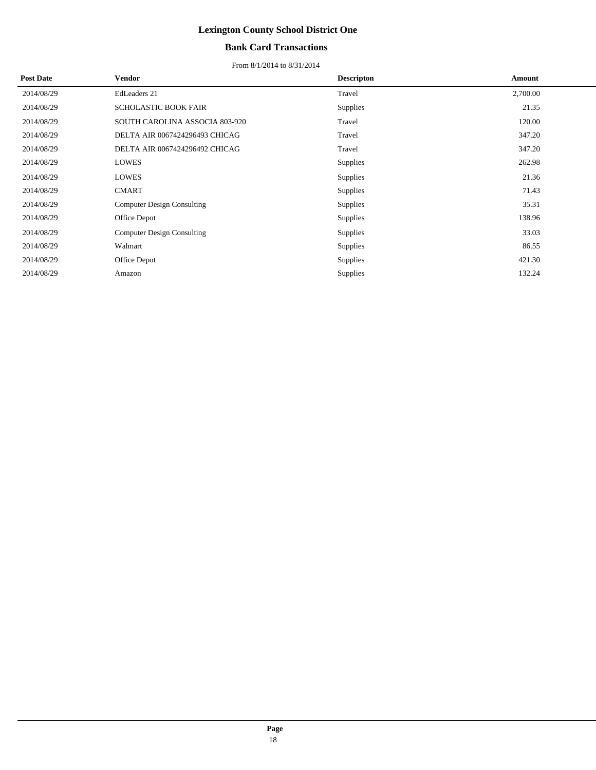# Lexington County School District One

## Bank Card Transactions

From 8/1/2014 to 8/31/2014

| Post Date | Vendor | Descripton | Amount |
|---|---|---|---|
| 2014/08/29 | EdLeaders 21 | Travel | 2,700.00 |
| 2014/08/29 | SCHOLASTIC BOOK FAIR | Supplies | 21.35 |
| 2014/08/29 | SOUTH CAROLINA ASSOCIA 803-920 | Travel | 120.00 |
| 2014/08/29 | DELTA AIR 0067424296493 CHICAG | Travel | 347.20 |
| 2014/08/29 | DELTA AIR 0067424296492 CHICAG | Travel | 347.20 |
| 2014/08/29 | LOWES | Supplies | 262.98 |
| 2014/08/29 | LOWES | Supplies | 21.36 |
| 2014/08/29 | CMART | Supplies | 71.43 |
| 2014/08/29 | Computer Design Consulting | Supplies | 35.31 |
| 2014/08/29 | Office Depot | Supplies | 138.96 |
| 2014/08/29 | Computer Design Consulting | Supplies | 33.03 |
| 2014/08/29 | Walmart | Supplies | 86.55 |
| 2014/08/29 | Office Depot | Supplies | 421.30 |
| 2014/08/29 | Amazon | Supplies | 132.24 |